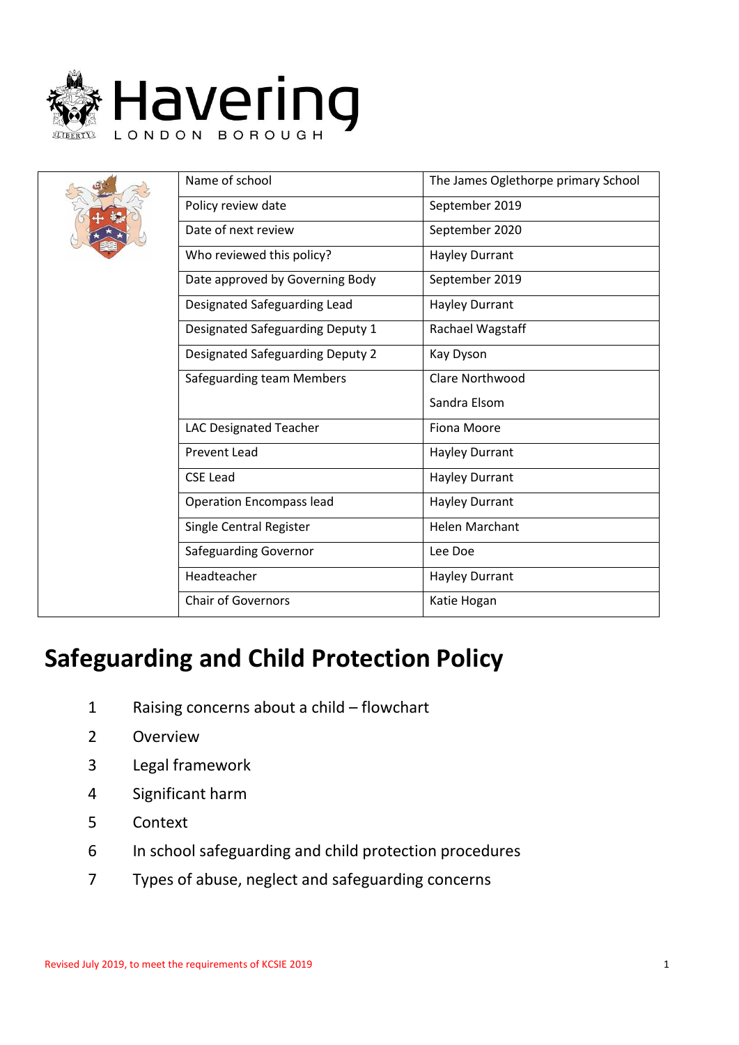Havering

LONDON BOROUGH

| Name of school | The James Oglethorpe primary School |
|---|---|
| Policy review date | September 2019 |
| Date of next review | September 2020 |
| Who reviewed this policy? | Hayley Durrant |
| Date approved by Governing Body | September 2019 |
| Designated Safeguarding Lead | Hayley Durrant |
| Designated Safeguarding Deputy 1 | Rachael Wagstaff |
| Designated Safeguarding Deputy 2 | Kay Dyson |
| Safeguarding team Members | Clare Northwood<br>Sandra Elsom |
| LAC Designated Teacher | Fiona Moore |
| Prevent Lead | Hayley Durrant |
| CSE Lead | Hayley Durrant |
| Operation Encompass lead | Hayley Durrant |
| Single Central Register | Helen Marchant |
| Safeguarding Governor | Lee Doe |
| Headteacher | Hayley Durrant |
| Chair of Governors | Katie Hogan |

# Safeguarding and Child Protection Policy

1. Raising concerns about a child – flowchart
2. Overview
3. Legal framework
4. Significant harm
5. Context
6. In school safeguarding and child protection procedures
7. Types of abuse, neglect and safeguarding concerns

Revised July 2019, to meet the requirements of KCSIE 2019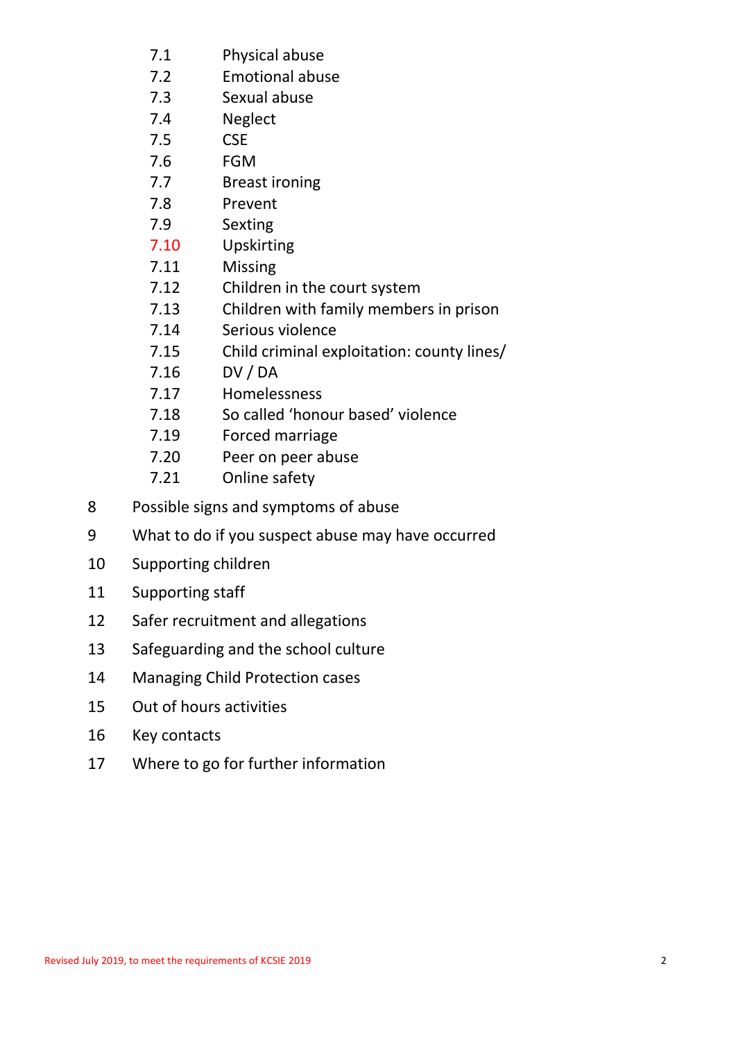- 7.1 Physical abuse
- 7.2 Emotional abuse
- 7.3 Sexual abuse
- 7.4 Neglect
- 7.5 CSE
- 7.6 FGM
- 7.7 Breast ironing
- 7.8 Prevent
- 7.9 Sexting
- 7.10 Upskirting
- 7.11 Missing
- 7.12 Children in the court system
- 7.13 Children with family members in prison
- 7.14 Serious violence
- 7.15 Child criminal exploitation: county lines/
- 7.16 DV / DA
- 7.17 Homelessness
- 7.18 So called 'honour based' violence
- 7.19 Forced marriage
- 7.20 Peer on peer abuse
- 7.21 Online safety

8 Possible signs and symptoms of abuse

9 What to do if you suspect abuse may have occurred

10 Supporting children

11 Supporting staff

12 Safer recruitment and allegations

13 Safeguarding and the school culture

14 Managing Child Protection cases

15 Out of hours activities

16 Key contacts

17 Where to go for further information

Revised July 2019, to meet the requirements of KCSIE 2019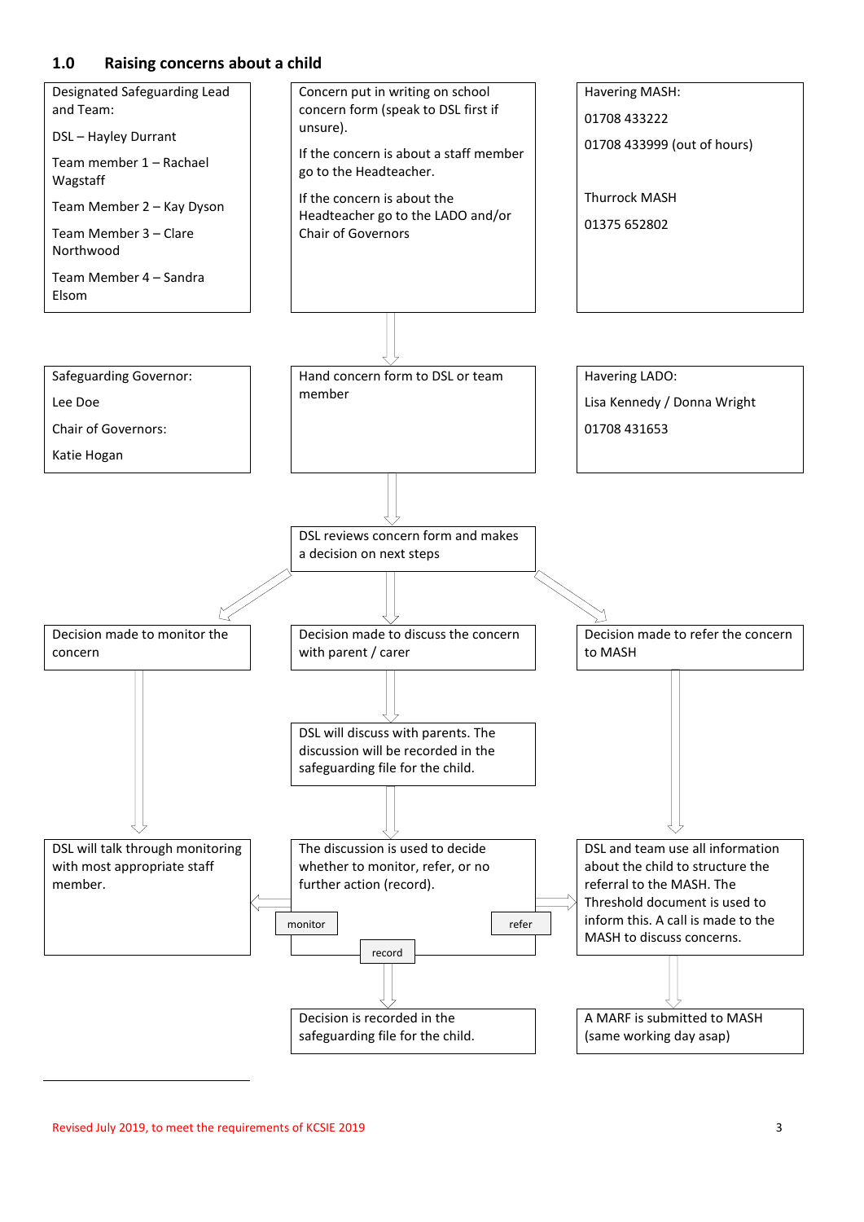## 1.0 Raising concerns about a child

Designated Safeguarding Lead and Team:

DSL – Hayley Durrant

Team member 1 – Rachael Wagstaff

Team Member 2 – Kay Dyson

Team Member 3 – Clare Northwood

Team Member 4 – Sandra Elsom

Concern put in writing on school concern form (speak to DSL first if unsure).

If the concern is about a staff member go to the Headteacher.

If the concern is about the Headteacher go to the LADO and/or Chair of Governors

Havering MASH:

01708 433222

01708 433999 (out of hours)

Thurrock MASH

01375 652802

Safeguarding Governor:

Lee Doe

Chair of Governors:

Katie Hogan

Hand concern form to DSL or team member

Havering LADO:

Lisa Kennedy / Donna Wright

01708 431653

DSL reviews concern form and makes a decision on next steps

Decision made to monitor the concern

Decision made to discuss the concern with parent / carer

Decision made to refer the concern to MASH

DSL will discuss with parents. The discussion will be recorded in the safeguarding file for the child.

DSL will talk through monitoring with most appropriate staff member.

The discussion is used to decide whether to monitor, refer, or no further action (record).

monitor

refer

record

DSL and team use all information about the child to structure the referral to the MASH. The Threshold document is used to inform this. A call is made to the MASH to discuss concerns.

Decision is recorded in the safeguarding file for the child.

A MARF is submitted to MASH (same working day asap)

Revised July 2019, to meet the requirements of KCSIE 2019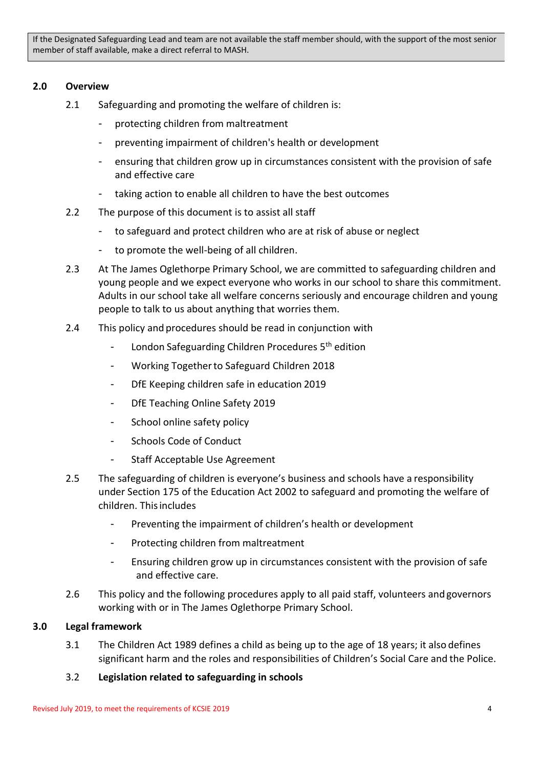> If the Designated Safeguarding Lead and team are not available the staff member should, with the support of the most senior member of staff available, make a direct referral to MASH.

## 2.0 Overview

2.1 Safeguarding and promoting the welfare of children is:

- protecting children from maltreatment
- preventing impairment of children's health or development
- ensuring that children grow up in circumstances consistent with the provision of safe and effective care
- taking action to enable all children to have the best outcomes

2.2 The purpose of this document is to assist all staff

- to safeguard and protect children who are at risk of abuse or neglect
- to promote the well-being of all children.

2.3 At The James Oglethorpe Primary School, we are committed to safeguarding children and young people and we expect everyone who works in our school to share this commitment. Adults in our school take all welfare concerns seriously and encourage children and young people to talk to us about anything that worries them.

2.4 This policy and procedures should be read in conjunction with

- London Safeguarding Children Procedures 5th edition
- Working Together to Safeguard Children 2018
- DfE Keeping children safe in education 2019
- DfE Teaching Online Safety 2019
- School online safety policy
- Schools Code of Conduct
- Staff Acceptable Use Agreement

2.5 The safeguarding of children is everyone's business and schools have a responsibility under Section 175 of the Education Act 2002 to safeguard and promoting the welfare of children. This includes

- Preventing the impairment of children's health or development
- Protecting children from maltreatment
- Ensuring children grow up in circumstances consistent with the provision of safe and effective care.

2.6 This policy and the following procedures apply to all paid staff, volunteers and governors working with or in The James Oglethorpe Primary School.

## 3.0 Legal framework

3.1 The Children Act 1989 defines a child as being up to the age of 18 years; it also defines significant harm and the roles and responsibilities of Children's Social Care and the Police.

3.2 **Legislation related to safeguarding in schools**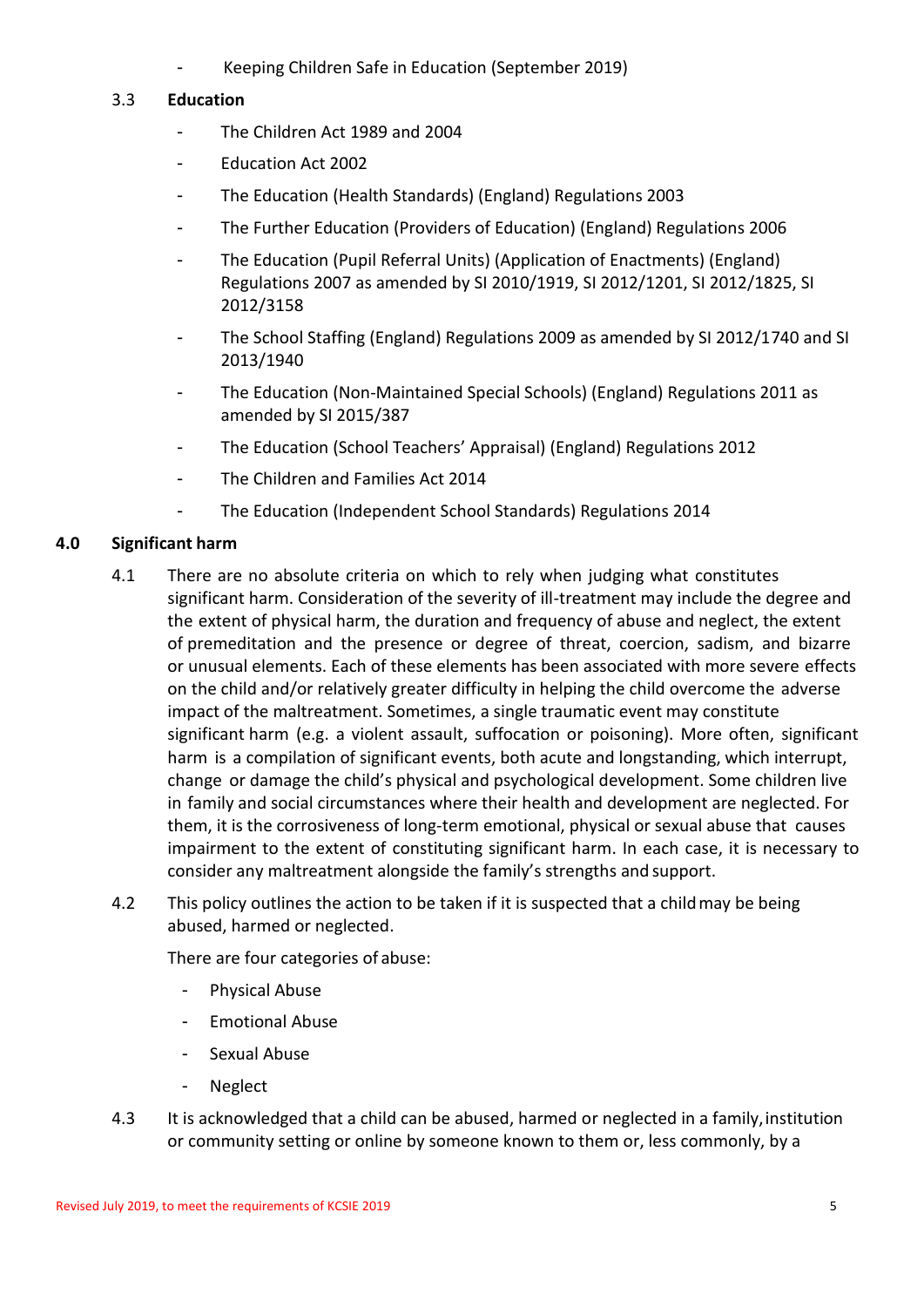- Keeping Children Safe in Education (September 2019)

### 3.3 Education

- The Children Act 1989 and 2004
- Education Act 2002
- The Education (Health Standards) (England) Regulations 2003
- The Further Education (Providers of Education) (England) Regulations 2006
- The Education (Pupil Referral Units) (Application of Enactments) (England) Regulations 2007 as amended by SI 2010/1919, SI 2012/1201, SI 2012/1825, SI 2012/3158
- The School Staffing (England) Regulations 2009 as amended by SI 2012/1740 and SI 2013/1940
- The Education (Non-Maintained Special Schools) (England) Regulations 2011 as amended by SI 2015/387
- The Education (School Teachers' Appraisal) (England) Regulations 2012
- The Children and Families Act 2014
- The Education (Independent School Standards) Regulations 2014

## 4.0 Significant harm

4.1 There are no absolute criteria on which to rely when judging what constitutes significant harm. Consideration of the severity of ill-treatment may include the degree and the extent of physical harm, the duration and frequency of abuse and neglect, the extent of premeditation and the presence or degree of threat, coercion, sadism, and bizarre or unusual elements. Each of these elements has been associated with more severe effects on the child and/or relatively greater difficulty in helping the child overcome the adverse impact of the maltreatment. Sometimes, a single traumatic event may constitute significant harm (e.g. a violent assault, suffocation or poisoning). More often, significant harm is a compilation of significant events, both acute and longstanding, which interrupt, change or damage the child's physical and psychological development. Some children live in family and social circumstances where their health and development are neglected. For them, it is the corrosiveness of long-term emotional, physical or sexual abuse that causes impairment to the extent of constituting significant harm. In each case, it is necessary to consider any maltreatment alongside the family's strengths and support.

4.2 This policy outlines the action to be taken if it is suspected that a child may be being abused, harmed or neglected.

There are four categories of abuse:

- Physical Abuse
- Emotional Abuse
- Sexual Abuse
- Neglect

4.3 It is acknowledged that a child can be abused, harmed or neglected in a family, institution or community setting or online by someone known to them or, less commonly, by a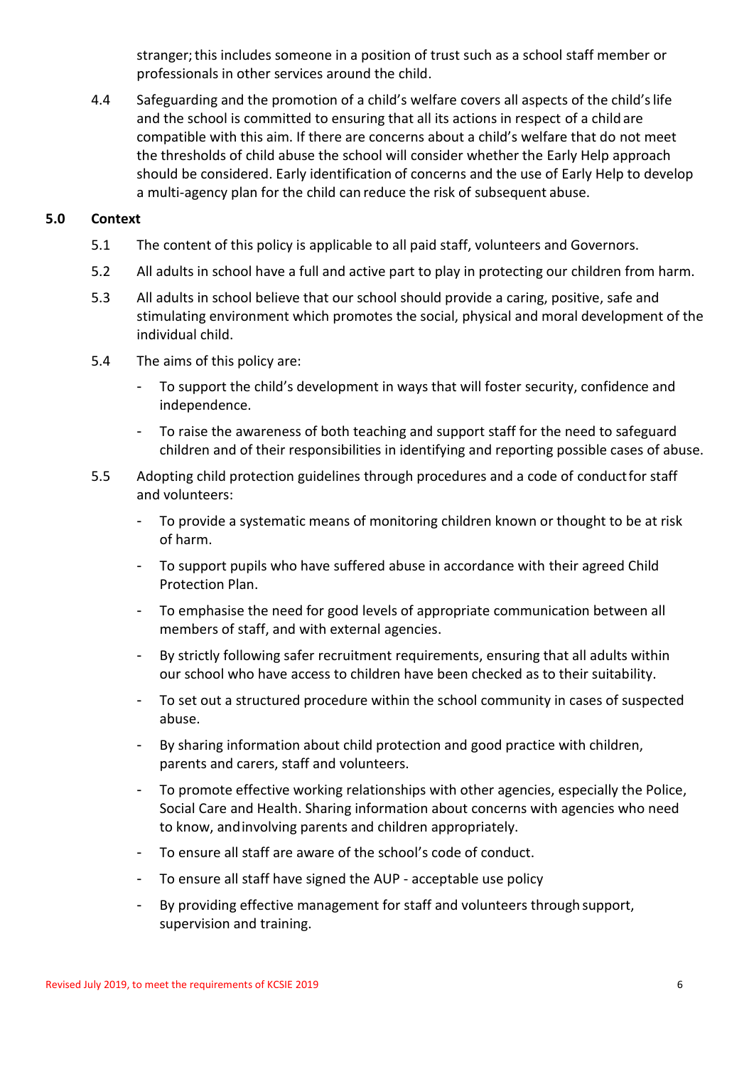stranger; this includes someone in a position of trust such as a school staff member or professionals in other services around the child.

4.4 Safeguarding and the promotion of a child's welfare covers all aspects of the child's life and the school is committed to ensuring that all its actions in respect of a child are compatible with this aim. If there are concerns about a child's welfare that do not meet the thresholds of child abuse the school will consider whether the Early Help approach should be considered. Early identification of concerns and the use of Early Help to develop a multi-agency plan for the child can reduce the risk of subsequent abuse.

## 5.0 Context

5.1 The content of this policy is applicable to all paid staff, volunteers and Governors.

5.2 All adults in school have a full and active part to play in protecting our children from harm.

5.3 All adults in school believe that our school should provide a caring, positive, safe and stimulating environment which promotes the social, physical and moral development of the individual child.

5.4 The aims of this policy are:

- To support the child's development in ways that will foster security, confidence and independence.
- To raise the awareness of both teaching and support staff for the need to safeguard children and of their responsibilities in identifying and reporting possible cases of abuse.

5.5 Adopting child protection guidelines through procedures and a code of conduct for staff and volunteers:

- To provide a systematic means of monitoring children known or thought to be at risk of harm.
- To support pupils who have suffered abuse in accordance with their agreed Child Protection Plan.
- To emphasise the need for good levels of appropriate communication between all members of staff, and with external agencies.
- By strictly following safer recruitment requirements, ensuring that all adults within our school who have access to children have been checked as to their suitability.
- To set out a structured procedure within the school community in cases of suspected abuse.
- By sharing information about child protection and good practice with children, parents and carers, staff and volunteers.
- To promote effective working relationships with other agencies, especially the Police, Social Care and Health. Sharing information about concerns with agencies who need to know, and involving parents and children appropriately.
- To ensure all staff are aware of the school's code of conduct.
- To ensure all staff have signed the AUP - acceptable use policy
- By providing effective management for staff and volunteers through support, supervision and training.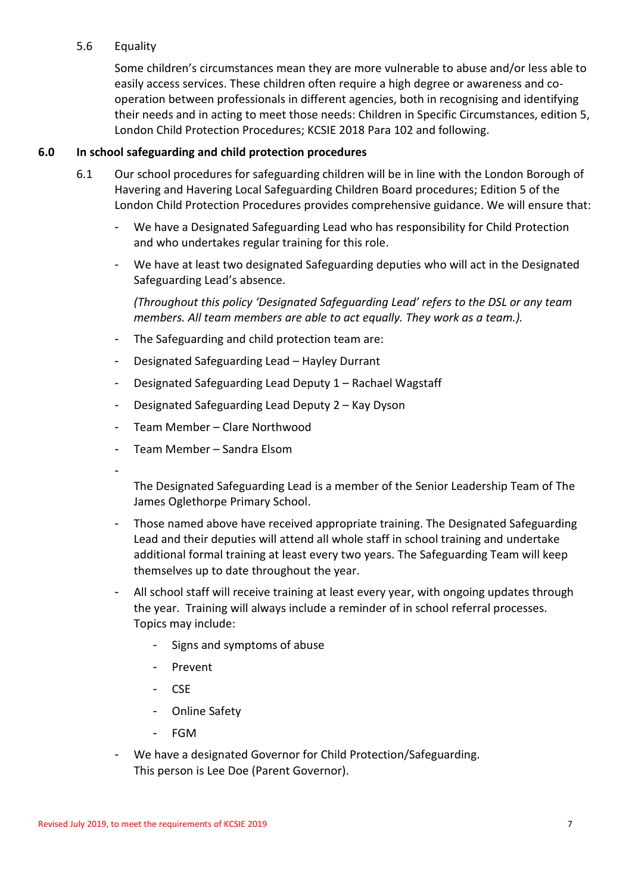5.6 Equality

Some children's circumstances mean they are more vulnerable to abuse and/or less able to easily access services. These children often require a high degree or awareness and co-operation between professionals in different agencies, both in recognising and identifying their needs and in acting to meet those needs: Children in Specific Circumstances, edition 5, London Child Protection Procedures; KCSIE 2018 Para 102 and following.

## 6.0 In school safeguarding and child protection procedures

6.1 Our school procedures for safeguarding children will be in line with the London Borough of Havering and Havering Local Safeguarding Children Board procedures; Edition 5 of the London Child Protection Procedures provides comprehensive guidance. We will ensure that:

- We have a Designated Safeguarding Lead who has responsibility for Child Protection and who undertakes regular training for this role.
- We have at least two designated Safeguarding deputies who will act in the Designated Safeguarding Lead's absence.

  *(Throughout this policy 'Designated Safeguarding Lead' refers to the DSL or any team members. All team members are able to act equally. They work as a team.).*
- The Safeguarding and child protection team are:
- Designated Safeguarding Lead – Hayley Durrant
- Designated Safeguarding Lead Deputy 1 – Rachael Wagstaff
- Designated Safeguarding Lead Deputy 2 – Kay Dyson
- Team Member – Clare Northwood
- Team Member – Sandra Elsom
- 

  The Designated Safeguarding Lead is a member of the Senior Leadership Team of The James Oglethorpe Primary School.
- Those named above have received appropriate training. The Designated Safeguarding Lead and their deputies will attend all whole staff in school training and undertake additional formal training at least every two years. The Safeguarding Team will keep themselves up to date throughout the year.
- All school staff will receive training at least every year, with ongoing updates through the year. Training will always include a reminder of in school referral processes. Topics may include:
  - Signs and symptoms of abuse
  - Prevent
  - CSE
  - Online Safety
  - FGM
- We have a designated Governor for Child Protection/Safeguarding. This person is Lee Doe (Parent Governor).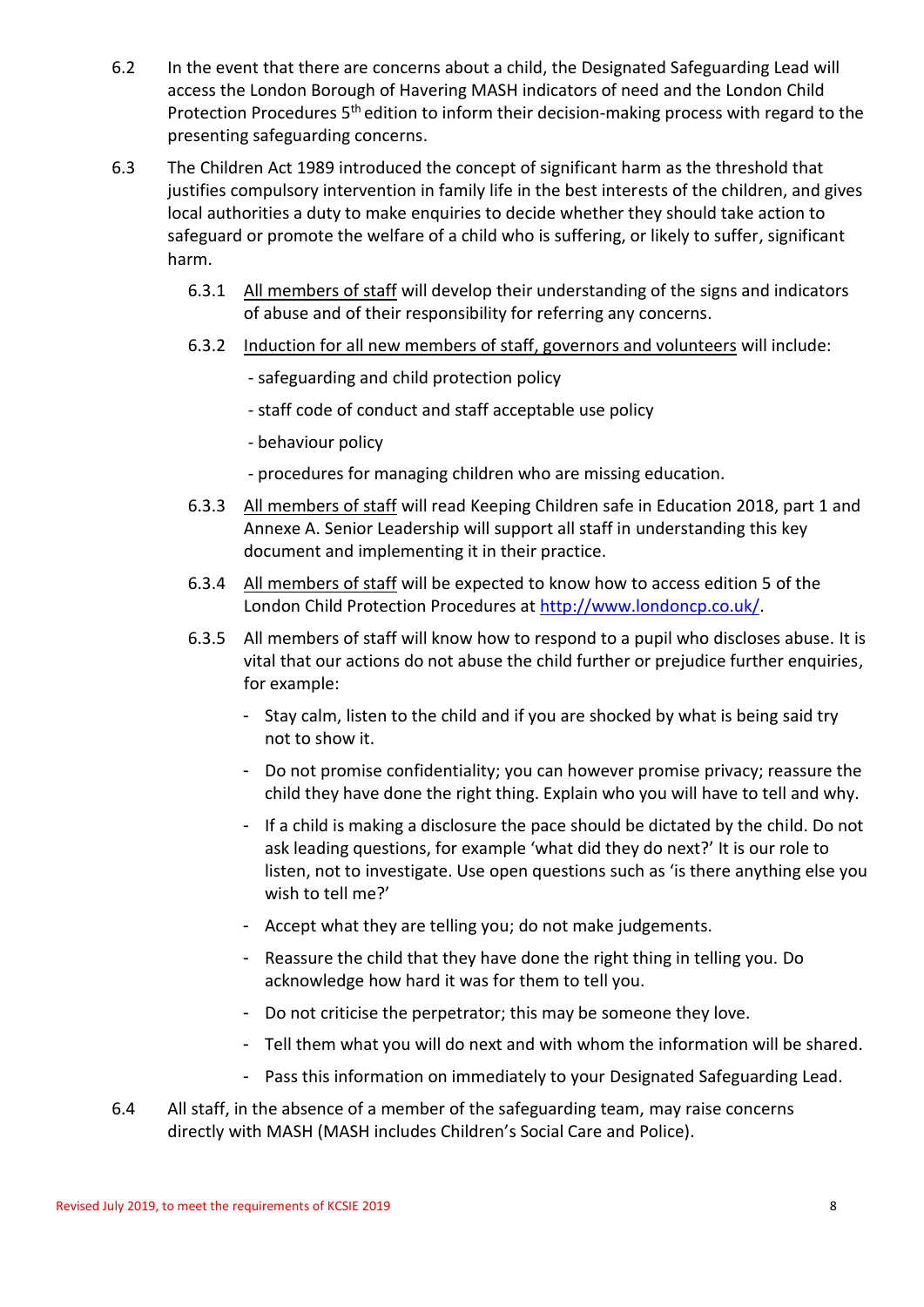6.2 In the event that there are concerns about a child, the Designated Safeguarding Lead will access the London Borough of Havering MASH indicators of need and the London Child Protection Procedures 5th edition to inform their decision-making process with regard to the presenting safeguarding concerns.

6.3 The Children Act 1989 introduced the concept of significant harm as the threshold that justifies compulsory intervention in family life in the best interests of the children, and gives local authorities a duty to make enquiries to decide whether they should take action to safeguard or promote the welfare of a child who is suffering, or likely to suffer, significant harm.

6.3.1 All members of staff will develop their understanding of the signs and indicators of abuse and of their responsibility for referring any concerns.

6.3.2 Induction for all new members of staff, governors and volunteers will include:

- safeguarding and child protection policy
- staff code of conduct and staff acceptable use policy
- behaviour policy
- procedures for managing children who are missing education.

6.3.3 All members of staff will read Keeping Children safe in Education 2018, part 1 and Annexe A. Senior Leadership will support all staff in understanding this key document and implementing it in their practice.

6.3.4 All members of staff will be expected to know how to access edition 5 of the London Child Protection Procedures at [http://www.londoncp.co.uk/](http://www.londoncp.co.uk/).

6.3.5 All members of staff will know how to respond to a pupil who discloses abuse. It is vital that our actions do not abuse the child further or prejudice further enquiries, for example:

- Stay calm, listen to the child and if you are shocked by what is being said try not to show it.
- Do not promise confidentiality; you can however promise privacy; reassure the child they have done the right thing. Explain who you will have to tell and why.
- If a child is making a disclosure the pace should be dictated by the child. Do not ask leading questions, for example 'what did they do next?' It is our role to listen, not to investigate. Use open questions such as 'is there anything else you wish to tell me?'
- Accept what they are telling you; do not make judgements.
- Reassure the child that they have done the right thing in telling you. Do acknowledge how hard it was for them to tell you.
- Do not criticise the perpetrator; this may be someone they love.
- Tell them what you will do next and with whom the information will be shared.
- Pass this information on immediately to your Designated Safeguarding Lead.

6.4 All staff, in the absence of a member of the safeguarding team, may raise concerns directly with MASH (MASH includes Children's Social Care and Police).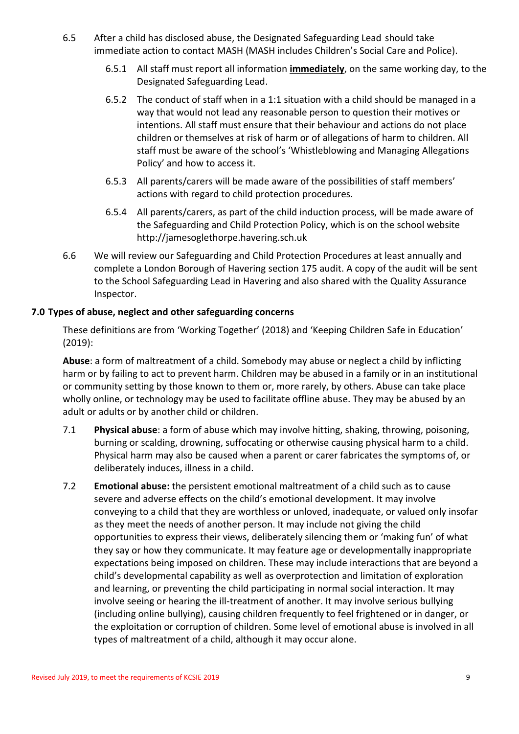6.5 After a child has disclosed abuse, the Designated Safeguarding Lead should take immediate action to contact MASH (MASH includes Children's Social Care and Police).

6.5.1 All staff must report all information **immediately**, on the same working day, to the Designated Safeguarding Lead.

6.5.2 The conduct of staff when in a 1:1 situation with a child should be managed in a way that would not lead any reasonable person to question their motives or intentions. All staff must ensure that their behaviour and actions do not place children or themselves at risk of harm or of allegations of harm to children. All staff must be aware of the school's 'Whistleblowing and Managing Allegations Policy' and how to access it.

6.5.3 All parents/carers will be made aware of the possibilities of staff members' actions with regard to child protection procedures.

6.5.4 All parents/carers, as part of the child induction process, will be made aware of the Safeguarding and Child Protection Policy, which is on the school website http://jamesoglethorpe.havering.sch.uk

6.6 We will review our Safeguarding and Child Protection Procedures at least annually and complete a London Borough of Havering section 175 audit. A copy of the audit will be sent to the School Safeguarding Lead in Havering and also shared with the Quality Assurance Inspector.

## 7.0 Types of abuse, neglect and other safeguarding concerns

These definitions are from 'Working Together' (2018) and 'Keeping Children Safe in Education' (2019):

**Abuse**: a form of maltreatment of a child. Somebody may abuse or neglect a child by inflicting harm or by failing to act to prevent harm. Children may be abused in a family or in an institutional or community setting by those known to them or, more rarely, by others. Abuse can take place wholly online, or technology may be used to facilitate offline abuse. They may be abused by an adult or adults or by another child or children.

7.1 **Physical abuse**: a form of abuse which may involve hitting, shaking, throwing, poisoning, burning or scalding, drowning, suffocating or otherwise causing physical harm to a child. Physical harm may also be caused when a parent or carer fabricates the symptoms of, or deliberately induces, illness in a child.

7.2 **Emotional abuse:** the persistent emotional maltreatment of a child such as to cause severe and adverse effects on the child's emotional development. It may involve conveying to a child that they are worthless or unloved, inadequate, or valued only insofar as they meet the needs of another person. It may include not giving the child opportunities to express their views, deliberately silencing them or 'making fun' of what they say or how they communicate. It may feature age or developmentally inappropriate expectations being imposed on children. These may include interactions that are beyond a child's developmental capability as well as overprotection and limitation of exploration and learning, or preventing the child participating in normal social interaction. It may involve seeing or hearing the ill-treatment of another. It may involve serious bullying (including online bullying), causing children frequently to feel frightened or in danger, or the exploitation or corruption of children. Some level of emotional abuse is involved in all types of maltreatment of a child, although it may occur alone.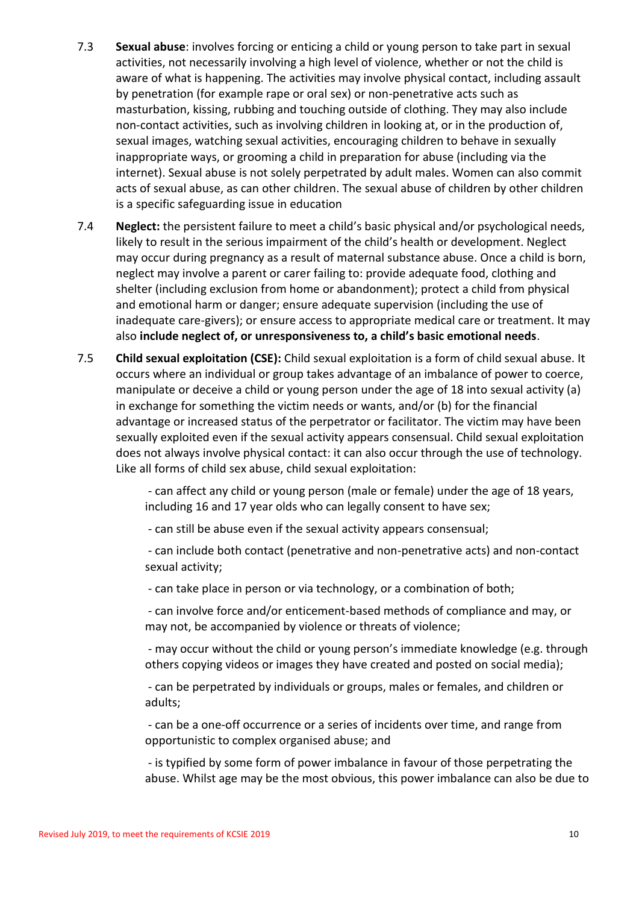7.3 **Sexual abuse**: involves forcing or enticing a child or young person to take part in sexual activities, not necessarily involving a high level of violence, whether or not the child is aware of what is happening. The activities may involve physical contact, including assault by penetration (for example rape or oral sex) or non-penetrative acts such as masturbation, kissing, rubbing and touching outside of clothing. They may also include non-contact activities, such as involving children in looking at, or in the production of, sexual images, watching sexual activities, encouraging children to behave in sexually inappropriate ways, or grooming a child in preparation for abuse (including via the internet). Sexual abuse is not solely perpetrated by adult males. Women can also commit acts of sexual abuse, as can other children. The sexual abuse of children by other children is a specific safeguarding issue in education

7.4 **Neglect:** the persistent failure to meet a child's basic physical and/or psychological needs, likely to result in the serious impairment of the child's health or development. Neglect may occur during pregnancy as a result of maternal substance abuse. Once a child is born, neglect may involve a parent or carer failing to: provide adequate food, clothing and shelter (including exclusion from home or abandonment); protect a child from physical and emotional harm or danger; ensure adequate supervision (including the use of inadequate care-givers); or ensure access to appropriate medical care or treatment. It may also **include neglect of, or unresponsiveness to, a child's basic emotional needs**.

7.5 **Child sexual exploitation (CSE):** Child sexual exploitation is a form of child sexual abuse. It occurs where an individual or group takes advantage of an imbalance of power to coerce, manipulate or deceive a child or young person under the age of 18 into sexual activity (a) in exchange for something the victim needs or wants, and/or (b) for the financial advantage or increased status of the perpetrator or facilitator. The victim may have been sexually exploited even if the sexual activity appears consensual. Child sexual exploitation does not always involve physical contact: it can also occur through the use of technology. Like all forms of child sex abuse, child sexual exploitation:

- can affect any child or young person (male or female) under the age of 18 years, including 16 and 17 year olds who can legally consent to have sex;
- can still be abuse even if the sexual activity appears consensual;
- can include both contact (penetrative and non-penetrative acts) and non-contact sexual activity;
- can take place in person or via technology, or a combination of both;
- can involve force and/or enticement-based methods of compliance and may, or may not, be accompanied by violence or threats of violence;
- may occur without the child or young person's immediate knowledge (e.g. through others copying videos or images they have created and posted on social media);
- can be perpetrated by individuals or groups, males or females, and children or adults;
- can be a one-off occurrence or a series of incidents over time, and range from opportunistic to complex organised abuse; and
- is typified by some form of power imbalance in favour of those perpetrating the abuse. Whilst age may be the most obvious, this power imbalance can also be due to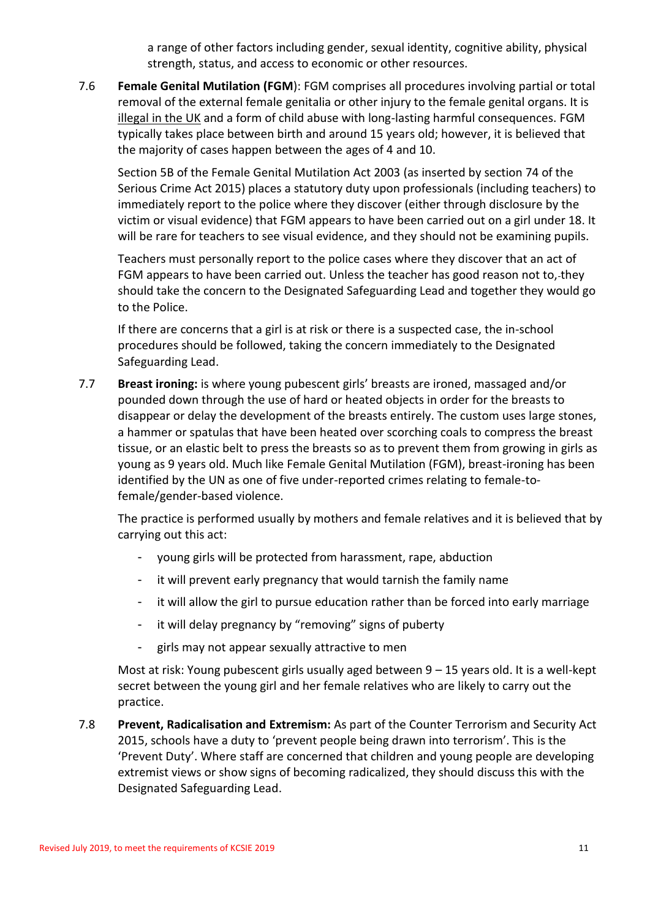a range of other factors including gender, sexual identity, cognitive ability, physical strength, status, and access to economic or other resources.

7.6 **Female Genital Mutilation (FGM**): FGM comprises all procedures involving partial or total removal of the external female genitalia or other injury to the female genital organs. It is illegal in the UK and a form of child abuse with long-lasting harmful consequences. FGM typically takes place between birth and around 15 years old; however, it is believed that the majority of cases happen between the ages of 4 and 10.

Section 5B of the Female Genital Mutilation Act 2003 (as inserted by section 74 of the Serious Crime Act 2015) places a statutory duty upon professionals (including teachers) to immediately report to the police where they discover (either through disclosure by the victim or visual evidence) that FGM appears to have been carried out on a girl under 18. It will be rare for teachers to see visual evidence, and they should not be examining pupils.

Teachers must personally report to the police cases where they discover that an act of FGM appears to have been carried out. Unless the teacher has good reason not to, they should take the concern to the Designated Safeguarding Lead and together they would go to the Police.

If there are concerns that a girl is at risk or there is a suspected case, the in-school procedures should be followed, taking the concern immediately to the Designated Safeguarding Lead.

7.7 **Breast ironing:** is where young pubescent girls' breasts are ironed, massaged and/or pounded down through the use of hard or heated objects in order for the breasts to disappear or delay the development of the breasts entirely. The custom uses large stones, a hammer or spatulas that have been heated over scorching coals to compress the breast tissue, or an elastic belt to press the breasts so as to prevent them from growing in girls as young as 9 years old. Much like Female Genital Mutilation (FGM), breast-ironing has been identified by the UN as one of five under-reported crimes relating to female-to-female/gender-based violence.

The practice is performed usually by mothers and female relatives and it is believed that by carrying out this act:

- young girls will be protected from harassment, rape, abduction
- it will prevent early pregnancy that would tarnish the family name
- it will allow the girl to pursue education rather than be forced into early marriage
- it will delay pregnancy by "removing" signs of puberty
- girls may not appear sexually attractive to men

Most at risk: Young pubescent girls usually aged between 9 – 15 years old. It is a well-kept secret between the young girl and her female relatives who are likely to carry out the practice.

7.8 **Prevent, Radicalisation and Extremism:** As part of the Counter Terrorism and Security Act 2015, schools have a duty to 'prevent people being drawn into terrorism'. This is the 'Prevent Duty'. Where staff are concerned that children and young people are developing extremist views or show signs of becoming radicalized, they should discuss this with the Designated Safeguarding Lead.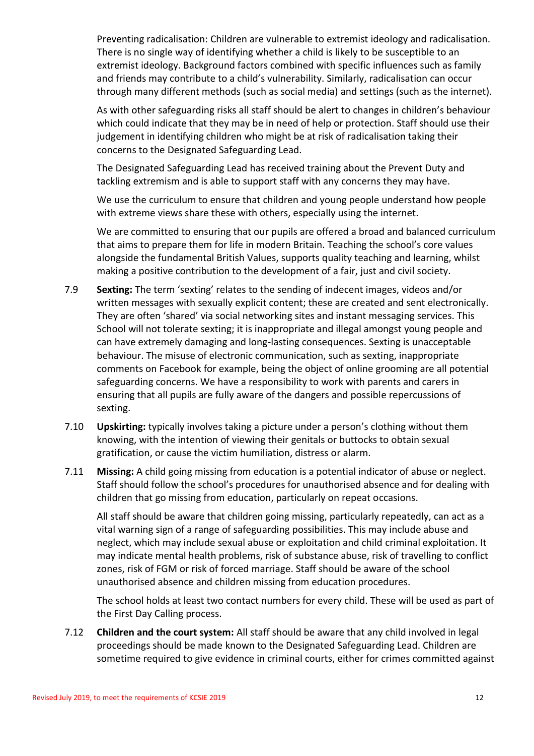Preventing radicalisation: Children are vulnerable to extremist ideology and radicalisation. There is no single way of identifying whether a child is likely to be susceptible to an extremist ideology. Background factors combined with specific influences such as family and friends may contribute to a child's vulnerability. Similarly, radicalisation can occur through many different methods (such as social media) and settings (such as the internet).

As with other safeguarding risks all staff should be alert to changes in children's behaviour which could indicate that they may be in need of help or protection. Staff should use their judgement in identifying children who might be at risk of radicalisation taking their concerns to the Designated Safeguarding Lead.

The Designated Safeguarding Lead has received training about the Prevent Duty and tackling extremism and is able to support staff with any concerns they may have.

We use the curriculum to ensure that children and young people understand how people with extreme views share these with others, especially using the internet.

We are committed to ensuring that our pupils are offered a broad and balanced curriculum that aims to prepare them for life in modern Britain. Teaching the school's core values alongside the fundamental British Values, supports quality teaching and learning, whilst making a positive contribution to the development of a fair, just and civil society.

7.9 **Sexting:** The term 'sexting' relates to the sending of indecent images, videos and/or written messages with sexually explicit content; these are created and sent electronically. They are often 'shared' via social networking sites and instant messaging services. This School will not tolerate sexting; it is inappropriate and illegal amongst young people and can have extremely damaging and long-lasting consequences. Sexting is unacceptable behaviour. The misuse of electronic communication, such as sexting, inappropriate comments on Facebook for example, being the object of online grooming are all potential safeguarding concerns. We have a responsibility to work with parents and carers in ensuring that all pupils are fully aware of the dangers and possible repercussions of sexting.

7.10 **Upskirting:** typically involves taking a picture under a person's clothing without them knowing, with the intention of viewing their genitals or buttocks to obtain sexual gratification, or cause the victim humiliation, distress or alarm.

7.11 **Missing:** A child going missing from education is a potential indicator of abuse or neglect. Staff should follow the school's procedures for unauthorised absence and for dealing with children that go missing from education, particularly on repeat occasions.

All staff should be aware that children going missing, particularly repeatedly, can act as a vital warning sign of a range of safeguarding possibilities. This may include abuse and neglect, which may include sexual abuse or exploitation and child criminal exploitation. It may indicate mental health problems, risk of substance abuse, risk of travelling to conflict zones, risk of FGM or risk of forced marriage. Staff should be aware of the school unauthorised absence and children missing from education procedures.

The school holds at least two contact numbers for every child. These will be used as part of the First Day Calling process.

7.12 **Children and the court system:** All staff should be aware that any child involved in legal proceedings should be made known to the Designated Safeguarding Lead. Children are sometime required to give evidence in criminal courts, either for crimes committed against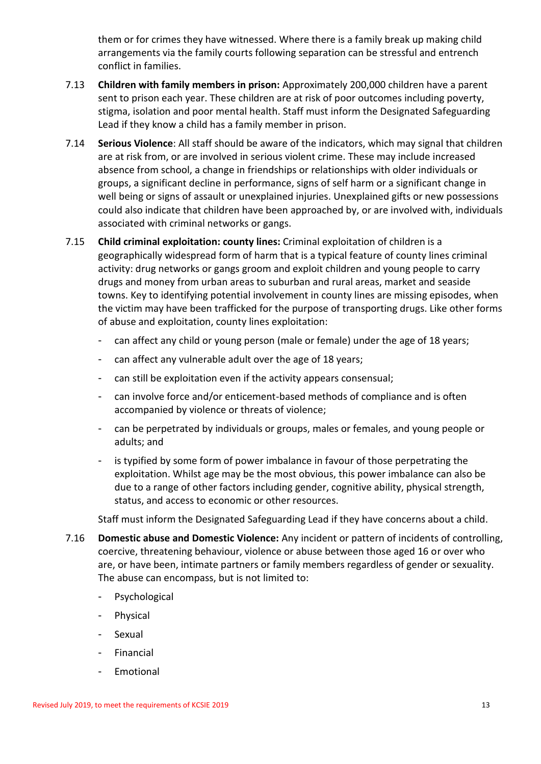them or for crimes they have witnessed. Where there is a family break up making child arrangements via the family courts following separation can be stressful and entrench conflict in families.

7.13 **Children with family members in prison:** Approximately 200,000 children have a parent sent to prison each year. These children are at risk of poor outcomes including poverty, stigma, isolation and poor mental health. Staff must inform the Designated Safeguarding Lead if they know a child has a family member in prison.

7.14 **Serious Violence**: All staff should be aware of the indicators, which may signal that children are at risk from, or are involved in serious violent crime. These may include increased absence from school, a change in friendships or relationships with older individuals or groups, a significant decline in performance, signs of self harm or a significant change in well being or signs of assault or unexplained injuries. Unexplained gifts or new possessions could also indicate that children have been approached by, or are involved with, individuals associated with criminal networks or gangs.

7.15 **Child criminal exploitation: county lines:** Criminal exploitation of children is a geographically widespread form of harm that is a typical feature of county lines criminal activity: drug networks or gangs groom and exploit children and young people to carry drugs and money from urban areas to suburban and rural areas, market and seaside towns. Key to identifying potential involvement in county lines are missing episodes, when the victim may have been trafficked for the purpose of transporting drugs. Like other forms of abuse and exploitation, county lines exploitation:

- can affect any child or young person (male or female) under the age of 18 years;
- can affect any vulnerable adult over the age of 18 years;
- can still be exploitation even if the activity appears consensual;
- can involve force and/or enticement-based methods of compliance and is often accompanied by violence or threats of violence;
- can be perpetrated by individuals or groups, males or females, and young people or adults; and
- is typified by some form of power imbalance in favour of those perpetrating the exploitation. Whilst age may be the most obvious, this power imbalance can also be due to a range of other factors including gender, cognitive ability, physical strength, status, and access to economic or other resources.

Staff must inform the Designated Safeguarding Lead if they have concerns about a child.

7.16 **Domestic abuse and Domestic Violence:** Any incident or pattern of incidents of controlling, coercive, threatening behaviour, violence or abuse between those aged 16 or over who are, or have been, intimate partners or family members regardless of gender or sexuality. The abuse can encompass, but is not limited to:

- Psychological
- Physical
- Sexual
- Financial
- Emotional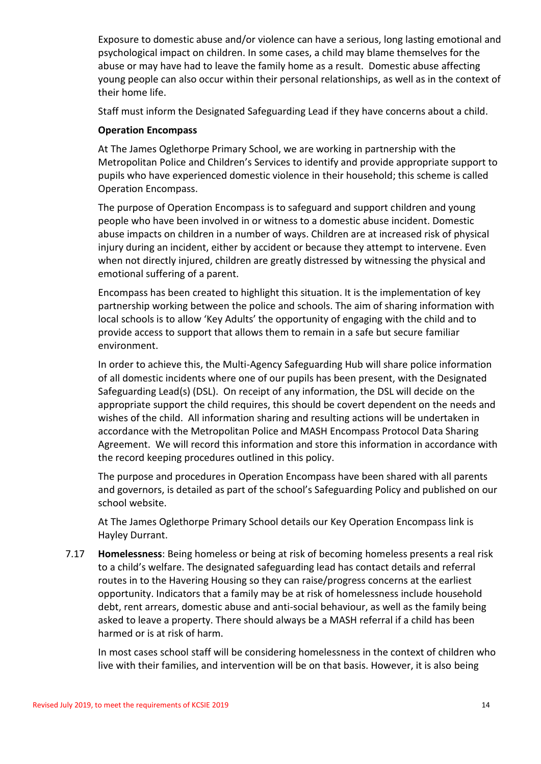Exposure to domestic abuse and/or violence can have a serious, long lasting emotional and psychological impact on children. In some cases, a child may blame themselves for the abuse or may have had to leave the family home as a result. Domestic abuse affecting young people can also occur within their personal relationships, as well as in the context of their home life.

Staff must inform the Designated Safeguarding Lead if they have concerns about a child.

**Operation Encompass**

At The James Oglethorpe Primary School, we are working in partnership with the Metropolitan Police and Children's Services to identify and provide appropriate support to pupils who have experienced domestic violence in their household; this scheme is called Operation Encompass.

The purpose of Operation Encompass is to safeguard and support children and young people who have been involved in or witness to a domestic abuse incident. Domestic abuse impacts on children in a number of ways. Children are at increased risk of physical injury during an incident, either by accident or because they attempt to intervene. Even when not directly injured, children are greatly distressed by witnessing the physical and emotional suffering of a parent.

Encompass has been created to highlight this situation. It is the implementation of key partnership working between the police and schools. The aim of sharing information with local schools is to allow 'Key Adults' the opportunity of engaging with the child and to provide access to support that allows them to remain in a safe but secure familiar environment.

In order to achieve this, the Multi-Agency Safeguarding Hub will share police information of all domestic incidents where one of our pupils has been present, with the Designated Safeguarding Lead(s) (DSL). On receipt of any information, the DSL will decide on the appropriate support the child requires, this should be covert dependent on the needs and wishes of the child. All information sharing and resulting actions will be undertaken in accordance with the Metropolitan Police and MASH Encompass Protocol Data Sharing Agreement. We will record this information and store this information in accordance with the record keeping procedures outlined in this policy.

The purpose and procedures in Operation Encompass have been shared with all parents and governors, is detailed as part of the school's Safeguarding Policy and published on our school website.

At The James Oglethorpe Primary School details our Key Operation Encompass link is Hayley Durrant.

7.17 **Homelessness**: Being homeless or being at risk of becoming homeless presents a real risk to a child's welfare. The designated safeguarding lead has contact details and referral routes in to the Havering Housing so they can raise/progress concerns at the earliest opportunity. Indicators that a family may be at risk of homelessness include household debt, rent arrears, domestic abuse and anti-social behaviour, as well as the family being asked to leave a property. There should always be a MASH referral if a child has been harmed or is at risk of harm.

In most cases school staff will be considering homelessness in the context of children who live with their families, and intervention will be on that basis. However, it is also being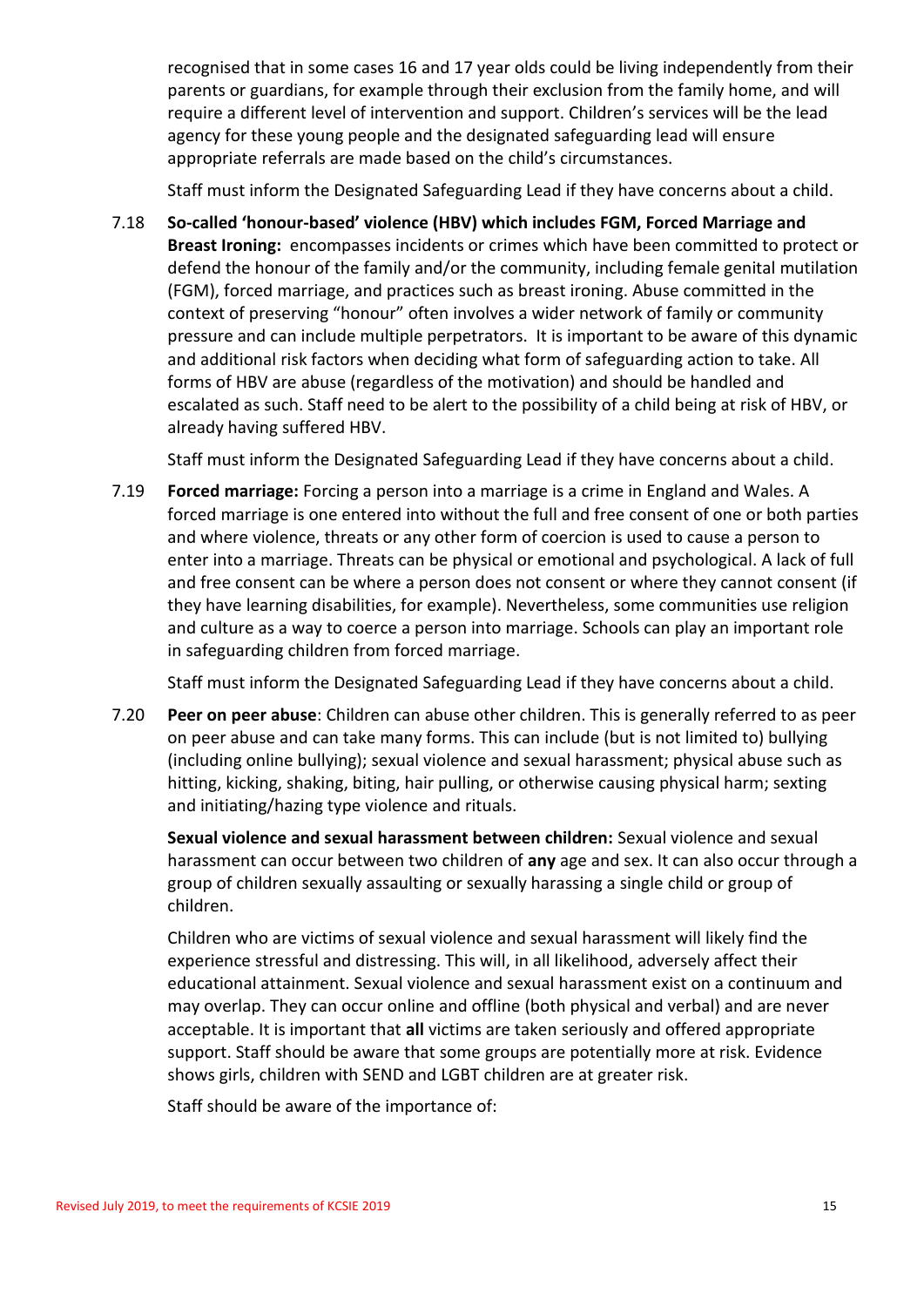recognised that in some cases 16 and 17 year olds could be living independently from their parents or guardians, for example through their exclusion from the family home, and will require a different level of intervention and support. Children's services will be the lead agency for these young people and the designated safeguarding lead will ensure appropriate referrals are made based on the child's circumstances.

Staff must inform the Designated Safeguarding Lead if they have concerns about a child.

7.18 **So-called 'honour-based' violence (HBV) which includes FGM, Forced Marriage and Breast Ironing:** encompasses incidents or crimes which have been committed to protect or defend the honour of the family and/or the community, including female genital mutilation (FGM), forced marriage, and practices such as breast ironing. Abuse committed in the context of preserving "honour" often involves a wider network of family or community pressure and can include multiple perpetrators. It is important to be aware of this dynamic and additional risk factors when deciding what form of safeguarding action to take. All forms of HBV are abuse (regardless of the motivation) and should be handled and escalated as such. Staff need to be alert to the possibility of a child being at risk of HBV, or already having suffered HBV.

Staff must inform the Designated Safeguarding Lead if they have concerns about a child.

7.19 **Forced marriage:** Forcing a person into a marriage is a crime in England and Wales. A forced marriage is one entered into without the full and free consent of one or both parties and where violence, threats or any other form of coercion is used to cause a person to enter into a marriage. Threats can be physical or emotional and psychological. A lack of full and free consent can be where a person does not consent or where they cannot consent (if they have learning disabilities, for example). Nevertheless, some communities use religion and culture as a way to coerce a person into marriage. Schools can play an important role in safeguarding children from forced marriage.

Staff must inform the Designated Safeguarding Lead if they have concerns about a child.

7.20 **Peer on peer abuse**: Children can abuse other children. This is generally referred to as peer on peer abuse and can take many forms. This can include (but is not limited to) bullying (including online bullying); sexual violence and sexual harassment; physical abuse such as hitting, kicking, shaking, biting, hair pulling, or otherwise causing physical harm; sexting and initiating/hazing type violence and rituals.

**Sexual violence and sexual harassment between children:** Sexual violence and sexual harassment can occur between two children of **any** age and sex. It can also occur through a group of children sexually assaulting or sexually harassing a single child or group of children.

Children who are victims of sexual violence and sexual harassment will likely find the experience stressful and distressing. This will, in all likelihood, adversely affect their educational attainment. Sexual violence and sexual harassment exist on a continuum and may overlap. They can occur online and offline (both physical and verbal) and are never acceptable. It is important that **all** victims are taken seriously and offered appropriate support. Staff should be aware that some groups are potentially more at risk. Evidence shows girls, children with SEND and LGBT children are at greater risk.

Staff should be aware of the importance of: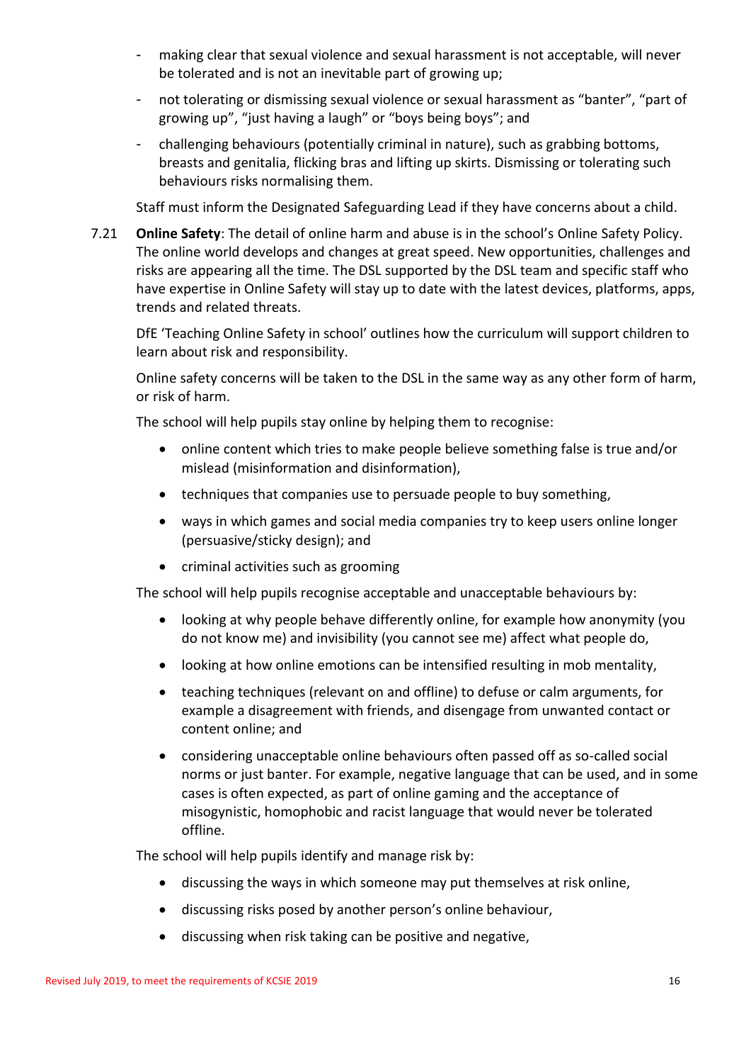- making clear that sexual violence and sexual harassment is not acceptable, will never be tolerated and is not an inevitable part of growing up;
- not tolerating or dismissing sexual violence or sexual harassment as "banter", "part of growing up", "just having a laugh" or "boys being boys"; and
- challenging behaviours (potentially criminal in nature), such as grabbing bottoms, breasts and genitalia, flicking bras and lifting up skirts. Dismissing or tolerating such behaviours risks normalising them.

Staff must inform the Designated Safeguarding Lead if they have concerns about a child.

7.21 **Online Safety**: The detail of online harm and abuse is in the school's Online Safety Policy. The online world develops and changes at great speed. New opportunities, challenges and risks are appearing all the time. The DSL supported by the DSL team and specific staff who have expertise in Online Safety will stay up to date with the latest devices, platforms, apps, trends and related threats.

DfE 'Teaching Online Safety in school' outlines how the curriculum will support children to learn about risk and responsibility.

Online safety concerns will be taken to the DSL in the same way as any other form of harm, or risk of harm.

The school will help pupils stay online by helping them to recognise:

- online content which tries to make people believe something false is true and/or mislead (misinformation and disinformation),
- techniques that companies use to persuade people to buy something,
- ways in which games and social media companies try to keep users online longer (persuasive/sticky design); and
- criminal activities such as grooming

The school will help pupils recognise acceptable and unacceptable behaviours by:

- looking at why people behave differently online, for example how anonymity (you do not know me) and invisibility (you cannot see me) affect what people do,
- looking at how online emotions can be intensified resulting in mob mentality,
- teaching techniques (relevant on and offline) to defuse or calm arguments, for example a disagreement with friends, and disengage from unwanted contact or content online; and
- considering unacceptable online behaviours often passed off as so-called social norms or just banter. For example, negative language that can be used, and in some cases is often expected, as part of online gaming and the acceptance of misogynistic, homophobic and racist language that would never be tolerated offline.

The school will help pupils identify and manage risk by:

- discussing the ways in which someone may put themselves at risk online,
- discussing risks posed by another person's online behaviour,
- discussing when risk taking can be positive and negative,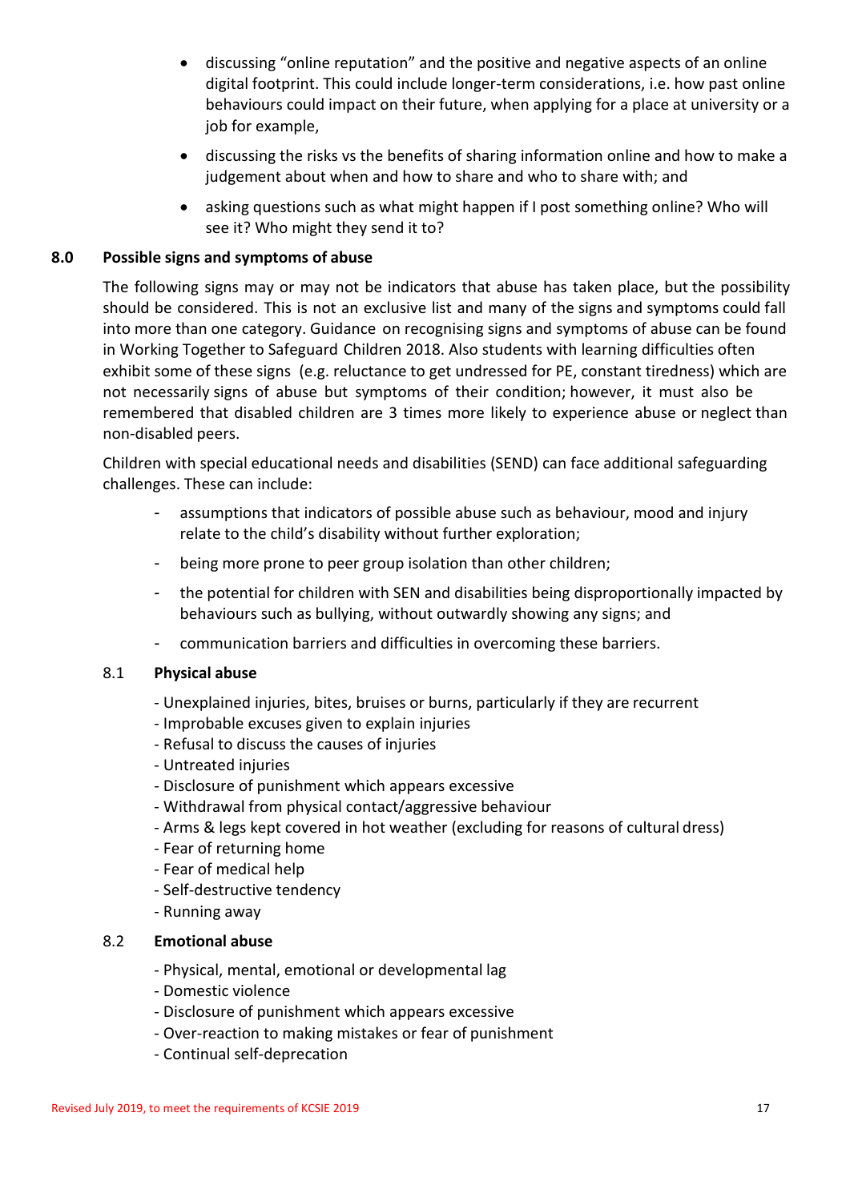- discussing "online reputation" and the positive and negative aspects of an online digital footprint. This could include longer-term considerations, i.e. how past online behaviours could impact on their future, when applying for a place at university or a job for example,
- discussing the risks vs the benefits of sharing information online and how to make a judgement about when and how to share and who to share with; and
- asking questions such as what might happen if I post something online? Who will see it? Who might they send it to?

## 8.0 Possible signs and symptoms of abuse

The following signs may or may not be indicators that abuse has taken place, but the possibility should be considered. This is not an exclusive list and many of the signs and symptoms could fall into more than one category. Guidance on recognising signs and symptoms of abuse can be found in Working Together to Safeguard Children 2018. Also students with learning difficulties often exhibit some of these signs (e.g. reluctance to get undressed for PE, constant tiredness) which are not necessarily signs of abuse but symptoms of their condition; however, it must also be remembered that disabled children are 3 times more likely to experience abuse or neglect than non-disabled peers.

Children with special educational needs and disabilities (SEND) can face additional safeguarding challenges. These can include:

- assumptions that indicators of possible abuse such as behaviour, mood and injury relate to the child's disability without further exploration;
- being more prone to peer group isolation than other children;
- the potential for children with SEN and disabilities being disproportionally impacted by behaviours such as bullying, without outwardly showing any signs; and
- communication barriers and difficulties in overcoming these barriers.

### 8.1 Physical abuse

- Unexplained injuries, bites, bruises or burns, particularly if they are recurrent
- Improbable excuses given to explain injuries
- Refusal to discuss the causes of injuries
- Untreated injuries
- Disclosure of punishment which appears excessive
- Withdrawal from physical contact/aggressive behaviour
- Arms & legs kept covered in hot weather (excluding for reasons of cultural dress)
- Fear of returning home
- Fear of medical help
- Self-destructive tendency
- Running away

### 8.2 Emotional abuse

- Physical, mental, emotional or developmental lag
- Domestic violence
- Disclosure of punishment which appears excessive
- Over-reaction to making mistakes or fear of punishment
- Continual self-deprecation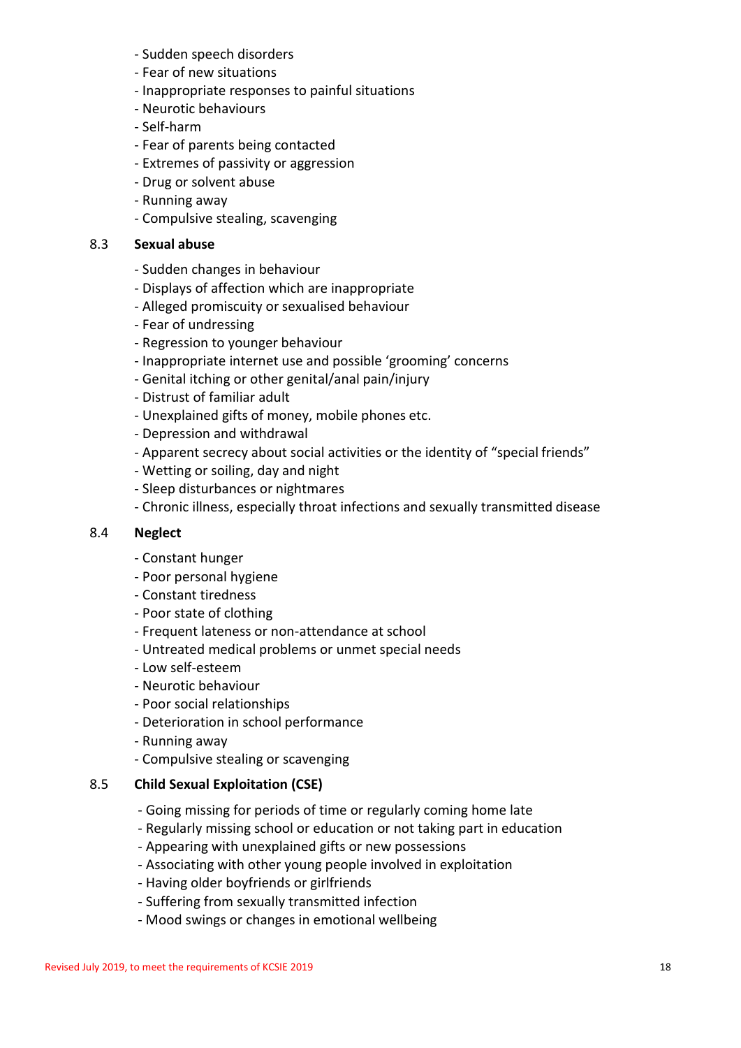- Sudden speech disorders
- Fear of new situations
- Inappropriate responses to painful situations
- Neurotic behaviours
- Self-harm
- Fear of parents being contacted
- Extremes of passivity or aggression
- Drug or solvent abuse
- Running away
- Compulsive stealing, scavenging

### 8.3 Sexual abuse

- Sudden changes in behaviour
- Displays of affection which are inappropriate
- Alleged promiscuity or sexualised behaviour
- Fear of undressing
- Regression to younger behaviour
- Inappropriate internet use and possible 'grooming' concerns
- Genital itching or other genital/anal pain/injury
- Distrust of familiar adult
- Unexplained gifts of money, mobile phones etc.
- Depression and withdrawal
- Apparent secrecy about social activities or the identity of "special friends"
- Wetting or soiling, day and night
- Sleep disturbances or nightmares
- Chronic illness, especially throat infections and sexually transmitted disease

### 8.4 Neglect

- Constant hunger
- Poor personal hygiene
- Constant tiredness
- Poor state of clothing
- Frequent lateness or non-attendance at school
- Untreated medical problems or unmet special needs
- Low self-esteem
- Neurotic behaviour
- Poor social relationships
- Deterioration in school performance
- Running away
- Compulsive stealing or scavenging

### 8.5 Child Sexual Exploitation (CSE)

- Going missing for periods of time or regularly coming home late
- Regularly missing school or education or not taking part in education
- Appearing with unexplained gifts or new possessions
- Associating with other young people involved in exploitation
- Having older boyfriends or girlfriends
- Suffering from sexually transmitted infection
- Mood swings or changes in emotional wellbeing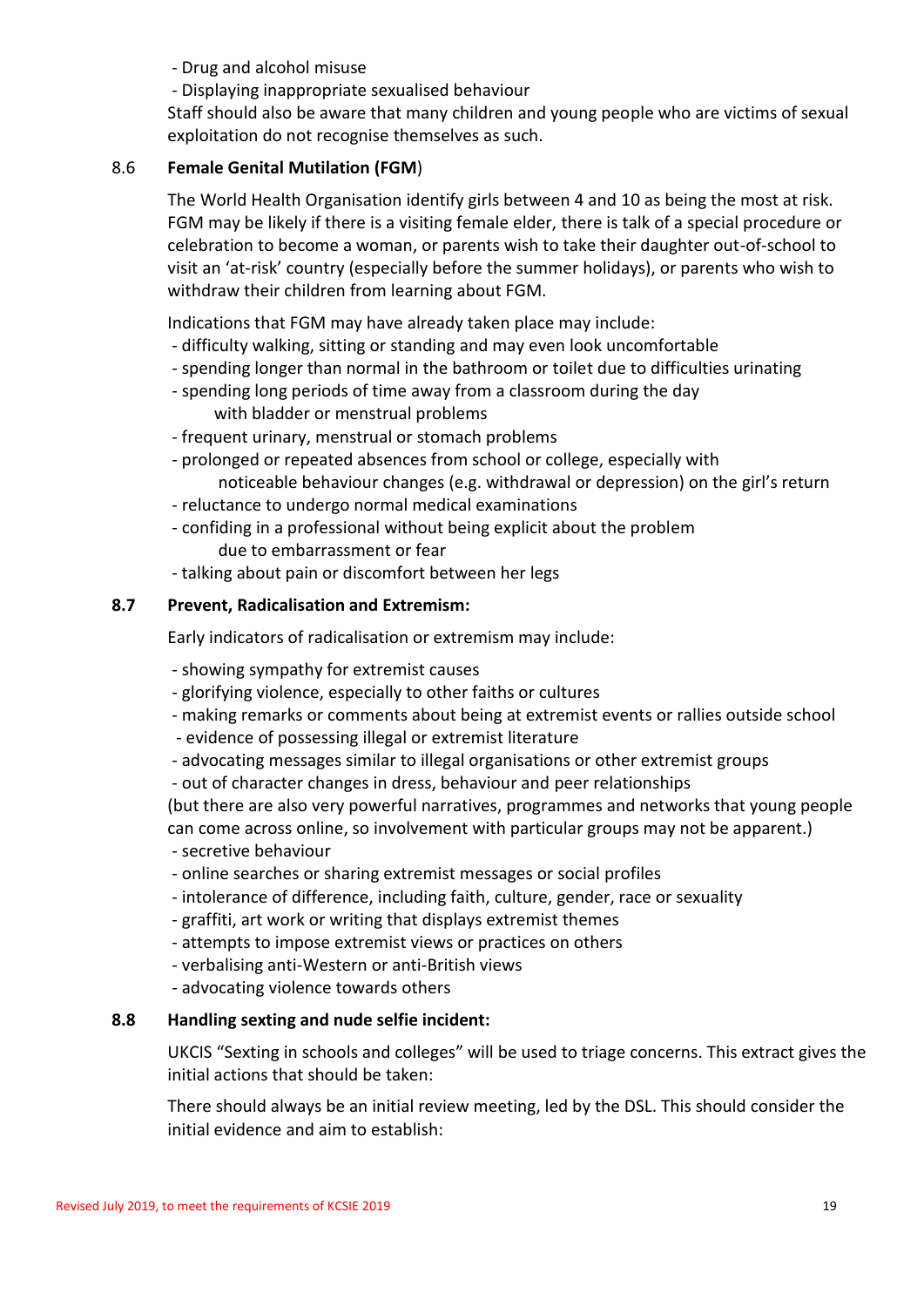- Drug and alcohol misuse
- Displaying inappropriate sexualised behaviour

Staff should also be aware that many children and young people who are victims of sexual exploitation do not recognise themselves as such.

### 8.6 **Female Genital Mutilation (FGM**)

The World Health Organisation identify girls between 4 and 10 as being the most at risk. FGM may be likely if there is a visiting female elder, there is talk of a special procedure or celebration to become a woman, or parents wish to take their daughter out-of-school to visit an 'at-risk' country (especially before the summer holidays), or parents who wish to withdraw their children from learning about FGM.

Indications that FGM may have already taken place may include:

- difficulty walking, sitting or standing and may even look uncomfortable
- spending longer than normal in the bathroom or toilet due to difficulties urinating
- spending long periods of time away from a classroom during the day with bladder or menstrual problems
- frequent urinary, menstrual or stomach problems
- prolonged or repeated absences from school or college, especially with noticeable behaviour changes (e.g. withdrawal or depression) on the girl's return
- reluctance to undergo normal medical examinations
- confiding in a professional without being explicit about the problem due to embarrassment or fear
- talking about pain or discomfort between her legs

### **8.7 Prevent, Radicalisation and Extremism:**

Early indicators of radicalisation or extremism may include:

- showing sympathy for extremist causes
- glorifying violence, especially to other faiths or cultures
- making remarks or comments about being at extremist events or rallies outside school
- evidence of possessing illegal or extremist literature
- advocating messages similar to illegal organisations or other extremist groups
- out of character changes in dress, behaviour and peer relationships

(but there are also very powerful narratives, programmes and networks that young people can come across online, so involvement with particular groups may not be apparent.)

- secretive behaviour
- online searches or sharing extremist messages or social profiles
- intolerance of difference, including faith, culture, gender, race or sexuality
- graffiti, art work or writing that displays extremist themes
- attempts to impose extremist views or practices on others
- verbalising anti-Western or anti-British views
- advocating violence towards others

### **8.8 Handling sexting and nude selfie incident:**

UKCIS "Sexting in schools and colleges" will be used to triage concerns. This extract gives the initial actions that should be taken:

There should always be an initial review meeting, led by the DSL. This should consider the initial evidence and aim to establish: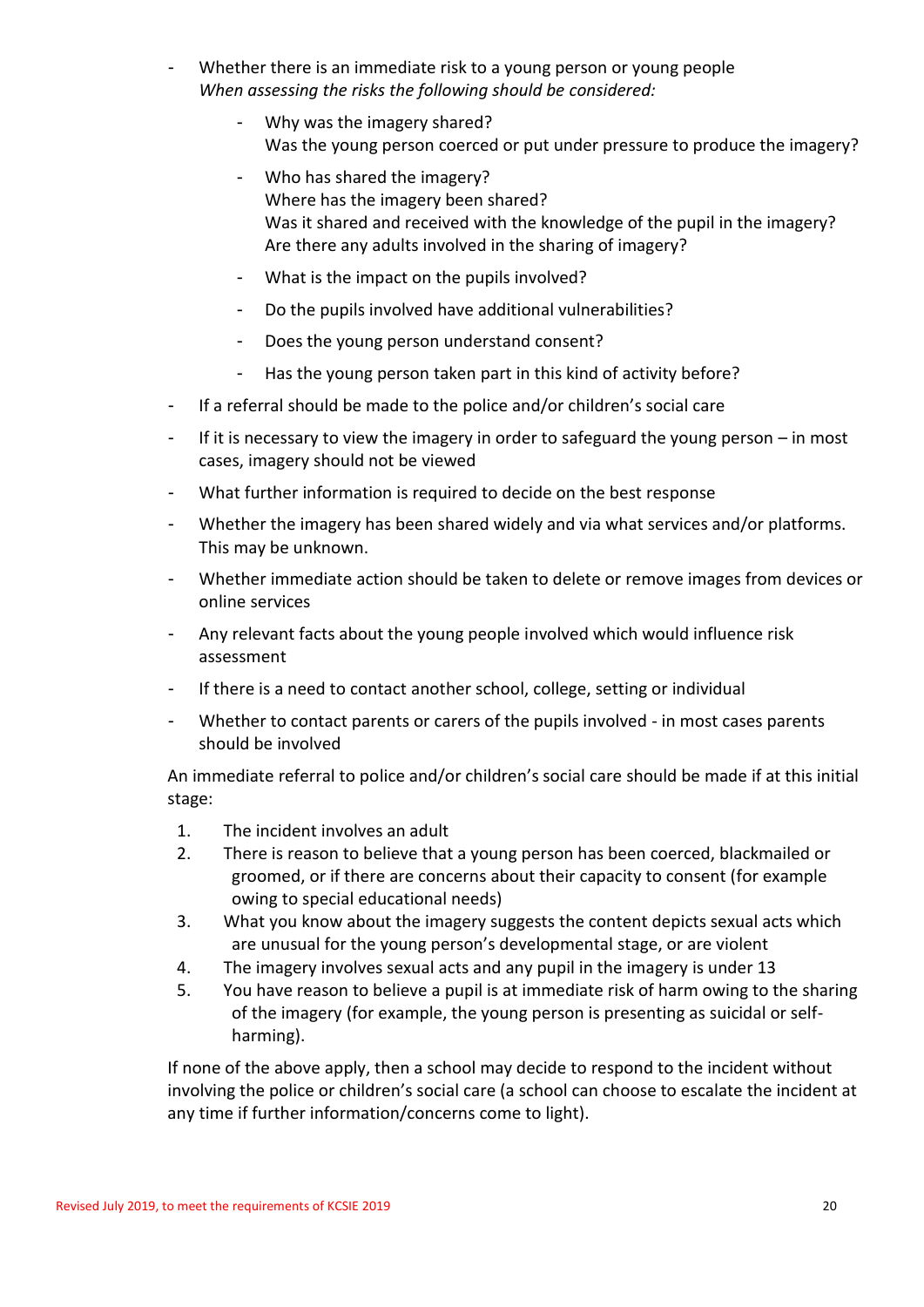- Whether there is an immediate risk to a young person or young people
  *When assessing the risks the following should be considered:*
    - Why was the imagery shared?
      Was the young person coerced or put under pressure to produce the imagery?
    - Who has shared the imagery?
      Where has the imagery been shared?
      Was it shared and received with the knowledge of the pupil in the imagery?
      Are there any adults involved in the sharing of imagery?
    - What is the impact on the pupils involved?
    - Do the pupils involved have additional vulnerabilities?
    - Does the young person understand consent?
    - Has the young person taken part in this kind of activity before?
- If a referral should be made to the police and/or children's social care
- If it is necessary to view the imagery in order to safeguard the young person – in most cases, imagery should not be viewed
- What further information is required to decide on the best response
- Whether the imagery has been shared widely and via what services and/or platforms. This may be unknown.
- Whether immediate action should be taken to delete or remove images from devices or online services
- Any relevant facts about the young people involved which would influence risk assessment
- If there is a need to contact another school, college, setting or individual
- Whether to contact parents or carers of the pupils involved - in most cases parents should be involved

An immediate referral to police and/or children's social care should be made if at this initial stage:

1. The incident involves an adult
2. There is reason to believe that a young person has been coerced, blackmailed or groomed, or if there are concerns about their capacity to consent (for example owing to special educational needs)
3. What you know about the imagery suggests the content depicts sexual acts which are unusual for the young person's developmental stage, or are violent
4. The imagery involves sexual acts and any pupil in the imagery is under 13
5. You have reason to believe a pupil is at immediate risk of harm owing to the sharing of the imagery (for example, the young person is presenting as suicidal or self-harming).

If none of the above apply, then a school may decide to respond to the incident without involving the police or children's social care (a school can choose to escalate the incident at any time if further information/concerns come to light).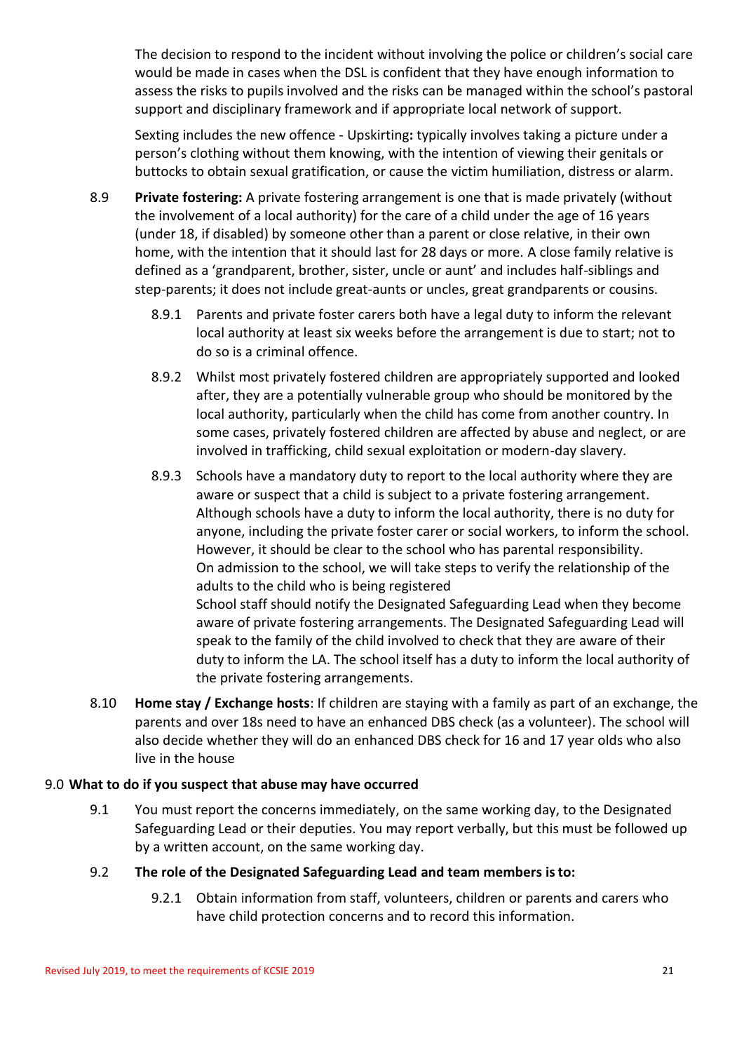The decision to respond to the incident without involving the police or children's social care would be made in cases when the DSL is confident that they have enough information to assess the risks to pupils involved and the risks can be managed within the school's pastoral support and disciplinary framework and if appropriate local network of support.

Sexting includes the new offence - Upskirting**:** typically involves taking a picture under a person's clothing without them knowing, with the intention of viewing their genitals or buttocks to obtain sexual gratification, or cause the victim humiliation, distress or alarm.

8.9 **Private fostering:** A private fostering arrangement is one that is made privately (without the involvement of a local authority) for the care of a child under the age of 16 years (under 18, if disabled) by someone other than a parent or close relative, in their own home, with the intention that it should last for 28 days or more. A close family relative is defined as a 'grandparent, brother, sister, uncle or aunt' and includes half-siblings and step-parents; it does not include great-aunts or uncles, great grandparents or cousins.

8.9.1 Parents and private foster carers both have a legal duty to inform the relevant local authority at least six weeks before the arrangement is due to start; not to do so is a criminal offence.

8.9.2 Whilst most privately fostered children are appropriately supported and looked after, they are a potentially vulnerable group who should be monitored by the local authority, particularly when the child has come from another country. In some cases, privately fostered children are affected by abuse and neglect, or are involved in trafficking, child sexual exploitation or modern-day slavery.

8.9.3 Schools have a mandatory duty to report to the local authority where they are aware or suspect that a child is subject to a private fostering arrangement. Although schools have a duty to inform the local authority, there is no duty for anyone, including the private foster carer or social workers, to inform the school. However, it should be clear to the school who has parental responsibility.
On admission to the school, we will take steps to verify the relationship of the adults to the child who is being registered
School staff should notify the Designated Safeguarding Lead when they become aware of private fostering arrangements. The Designated Safeguarding Lead will speak to the family of the child involved to check that they are aware of their duty to inform the LA. The school itself has a duty to inform the local authority of the private fostering arrangements.

8.10 **Home stay / Exchange hosts**: If children are staying with a family as part of an exchange, the parents and over 18s need to have an enhanced DBS check (as a volunteer). The school will also decide whether they will do an enhanced DBS check for 16 and 17 year olds who also live in the house

## 9.0 What to do if you suspect that abuse may have occurred

9.1 You must report the concerns immediately, on the same working day, to the Designated Safeguarding Lead or their deputies. You may report verbally, but this must be followed up by a written account, on the same working day.

9.2 **The role of the Designated Safeguarding Lead and team members is to:**

9.2.1 Obtain information from staff, volunteers, children or parents and carers who have child protection concerns and to record this information.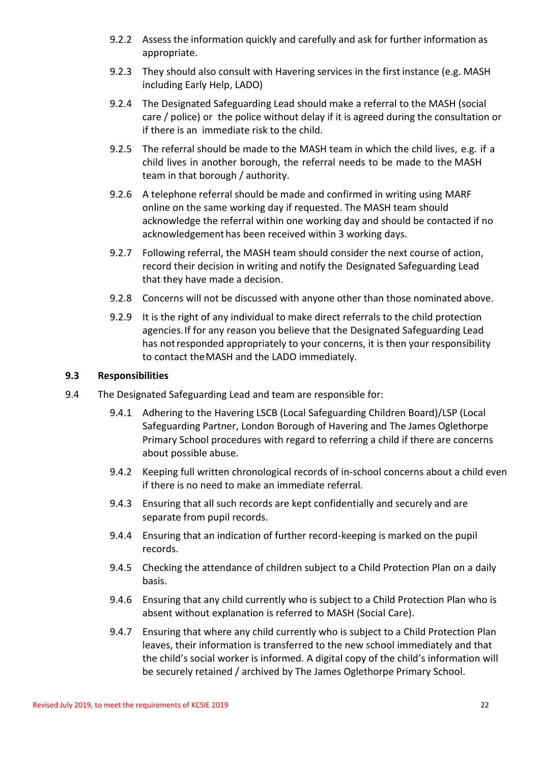9.2.2 Assess the information quickly and carefully and ask for further information as appropriate.

9.2.3 They should also consult with Havering services in the first instance (e.g. MASH including Early Help, LADO)

9.2.4 The Designated Safeguarding Lead should make a referral to the MASH (social care / police) or the police without delay if it is agreed during the consultation or if there is an immediate risk to the child.

9.2.5 The referral should be made to the MASH team in which the child lives, e.g. if a child lives in another borough, the referral needs to be made to the MASH team in that borough / authority.

9.2.6 A telephone referral should be made and confirmed in writing using MARF online on the same working day if requested. The MASH team should acknowledge the referral within one working day and should be contacted if no acknowledgement has been received within 3 working days.

9.2.7 Following referral, the MASH team should consider the next course of action, record their decision in writing and notify the Designated Safeguarding Lead that they have made a decision.

9.2.8 Concerns will not be discussed with anyone other than those nominated above.

9.2.9 It is the right of any individual to make direct referrals to the child protection agencies. If for any reason you believe that the Designated Safeguarding Lead has not responded appropriately to your concerns, it is then your responsibility to contact the MASH and the LADO immediately.

**9.3 Responsibilities**

9.4 The Designated Safeguarding Lead and team are responsible for:

9.4.1 Adhering to the Havering LSCB (Local Safeguarding Children Board)/LSP (Local Safeguarding Partner, London Borough of Havering and The James Oglethorpe Primary School procedures with regard to referring a child if there are concerns about possible abuse.

9.4.2 Keeping full written chronological records of in-school concerns about a child even if there is no need to make an immediate referral.

9.4.3 Ensuring that all such records are kept confidentially and securely and are separate from pupil records.

9.4.4 Ensuring that an indication of further record-keeping is marked on the pupil records.

9.4.5 Checking the attendance of children subject to a Child Protection Plan on a daily basis.

9.4.6 Ensuring that any child currently who is subject to a Child Protection Plan who is absent without explanation is referred to MASH (Social Care).

9.4.7 Ensuring that where any child currently who is subject to a Child Protection Plan leaves, their information is transferred to the new school immediately and that the child's social worker is informed. A digital copy of the child's information will be securely retained / archived by The James Oglethorpe Primary School.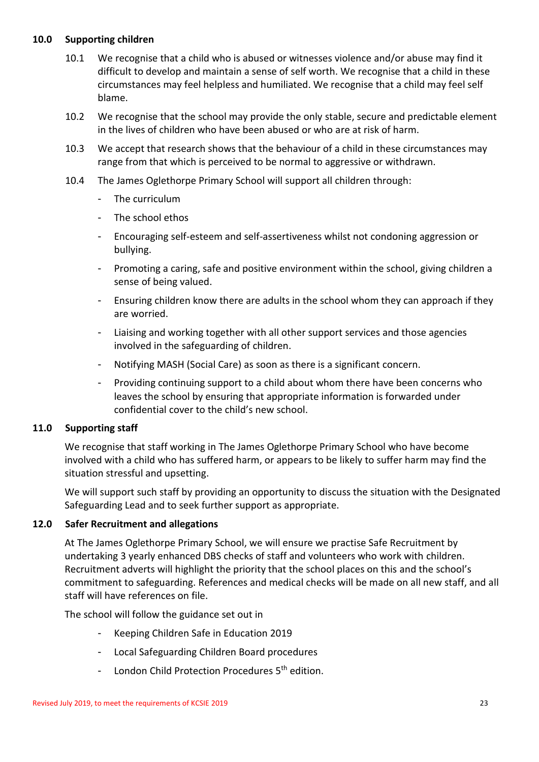## 10.0 Supporting children

10.1 We recognise that a child who is abused or witnesses violence and/or abuse may find it difficult to develop and maintain a sense of self worth. We recognise that a child in these circumstances may feel helpless and humiliated. We recognise that a child may feel self blame.

10.2 We recognise that the school may provide the only stable, secure and predictable element in the lives of children who have been abused or who are at risk of harm.

10.3 We accept that research shows that the behaviour of a child in these circumstances may range from that which is perceived to be normal to aggressive or withdrawn.

10.4 The James Oglethorpe Primary School will support all children through:

- The curriculum
- The school ethos
- Encouraging self-esteem and self-assertiveness whilst not condoning aggression or bullying.
- Promoting a caring, safe and positive environment within the school, giving children a sense of being valued.
- Ensuring children know there are adults in the school whom they can approach if they are worried.
- Liaising and working together with all other support services and those agencies involved in the safeguarding of children.
- Notifying MASH (Social Care) as soon as there is a significant concern.
- Providing continuing support to a child about whom there have been concerns who leaves the school by ensuring that appropriate information is forwarded under confidential cover to the child's new school.

## 11.0 Supporting staff

We recognise that staff working in The James Oglethorpe Primary School who have become involved with a child who has suffered harm, or appears to be likely to suffer harm may find the situation stressful and upsetting.

We will support such staff by providing an opportunity to discuss the situation with the Designated Safeguarding Lead and to seek further support as appropriate.

## 12.0 Safer Recruitment and allegations

At The James Oglethorpe Primary School, we will ensure we practise Safe Recruitment by undertaking 3 yearly enhanced DBS checks of staff and volunteers who work with children. Recruitment adverts will highlight the priority that the school places on this and the school's commitment to safeguarding. References and medical checks will be made on all new staff, and all staff will have references on file.

The school will follow the guidance set out in

- Keeping Children Safe in Education 2019
- Local Safeguarding Children Board procedures
- London Child Protection Procedures 5th edition.

Revised July 2019, to meet the requirements of KCSIE 2019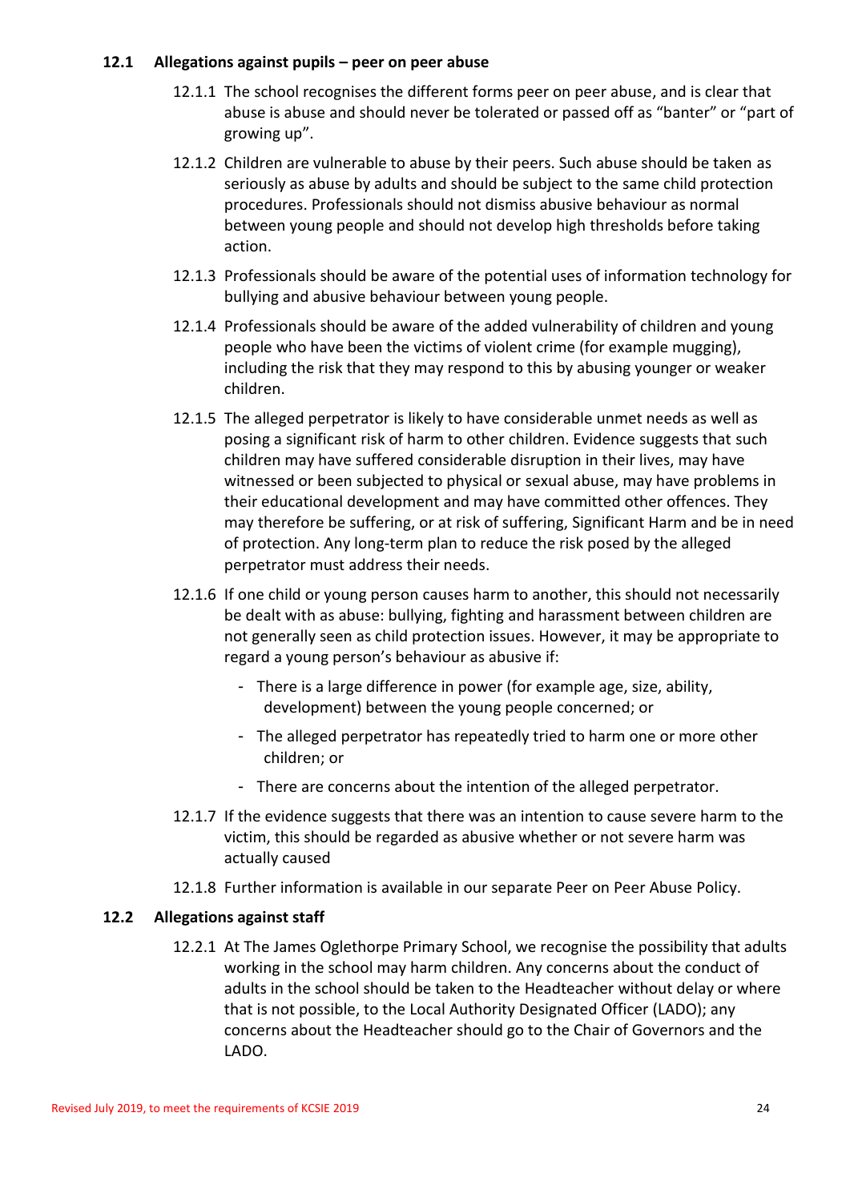### 12.1 Allegations against pupils – peer on peer abuse

12.1.1 The school recognises the different forms peer on peer abuse, and is clear that abuse is abuse and should never be tolerated or passed off as "banter" or "part of growing up".

12.1.2 Children are vulnerable to abuse by their peers. Such abuse should be taken as seriously as abuse by adults and should be subject to the same child protection procedures. Professionals should not dismiss abusive behaviour as normal between young people and should not develop high thresholds before taking action.

12.1.3 Professionals should be aware of the potential uses of information technology for bullying and abusive behaviour between young people.

12.1.4 Professionals should be aware of the added vulnerability of children and young people who have been the victims of violent crime (for example mugging), including the risk that they may respond to this by abusing younger or weaker children.

12.1.5 The alleged perpetrator is likely to have considerable unmet needs as well as posing a significant risk of harm to other children. Evidence suggests that such children may have suffered considerable disruption in their lives, may have witnessed or been subjected to physical or sexual abuse, may have problems in their educational development and may have committed other offences. They may therefore be suffering, or at risk of suffering, Significant Harm and be in need of protection. Any long-term plan to reduce the risk posed by the alleged perpetrator must address their needs.

12.1.6 If one child or young person causes harm to another, this should not necessarily be dealt with as abuse: bullying, fighting and harassment between children are not generally seen as child protection issues. However, it may be appropriate to regard a young person's behaviour as abusive if:

- There is a large difference in power (for example age, size, ability, development) between the young people concerned; or
- The alleged perpetrator has repeatedly tried to harm one or more other children; or
- There are concerns about the intention of the alleged perpetrator.

12.1.7 If the evidence suggests that there was an intention to cause severe harm to the victim, this should be regarded as abusive whether or not severe harm was actually caused

12.1.8 Further information is available in our separate Peer on Peer Abuse Policy.

### 12.2 Allegations against staff

12.2.1 At The James Oglethorpe Primary School, we recognise the possibility that adults working in the school may harm children. Any concerns about the conduct of adults in the school should be taken to the Headteacher without delay or where that is not possible, to the Local Authority Designated Officer (LADO); any concerns about the Headteacher should go to the Chair of Governors and the LADO.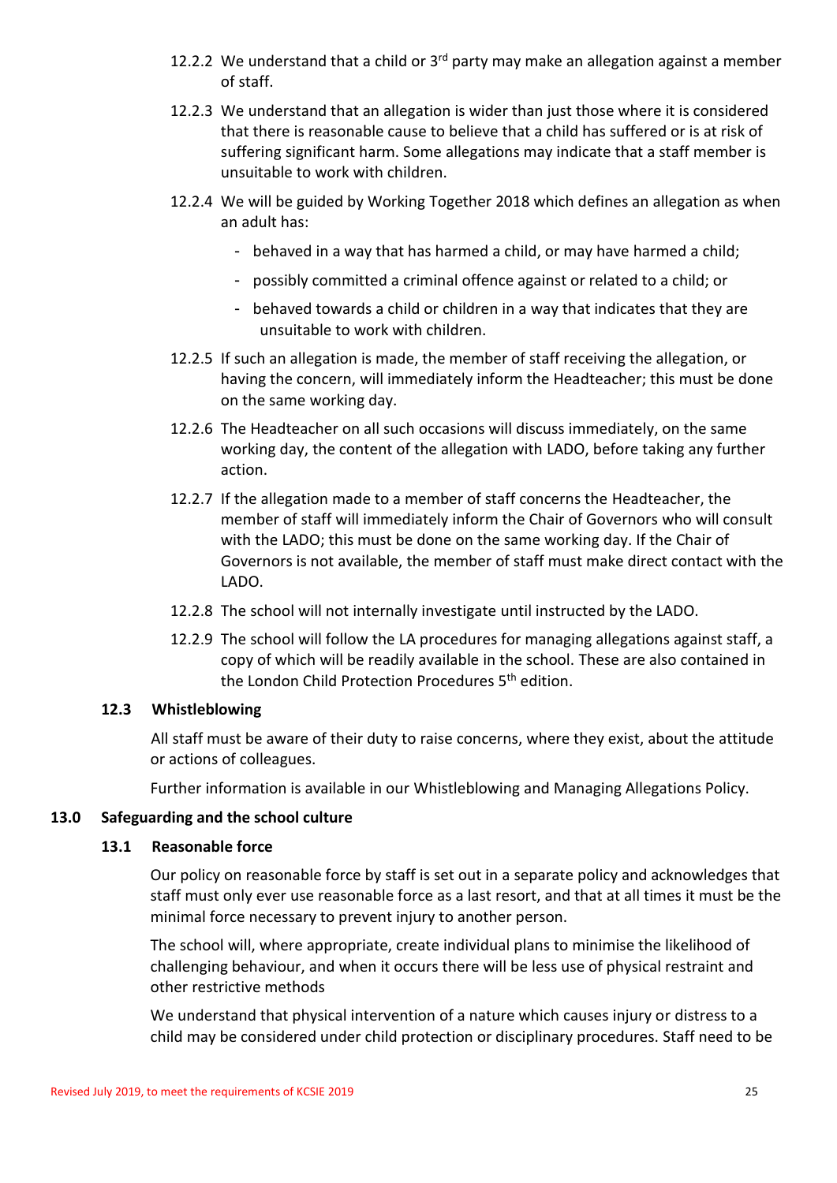12.2.2 We understand that a child or 3rd party may make an allegation against a member of staff.

12.2.3 We understand that an allegation is wider than just those where it is considered that there is reasonable cause to believe that a child has suffered or is at risk of suffering significant harm. Some allegations may indicate that a staff member is unsuitable to work with children.

12.2.4 We will be guided by Working Together 2018 which defines an allegation as when an adult has:

- behaved in a way that has harmed a child, or may have harmed a child;
- possibly committed a criminal offence against or related to a child; or
- behaved towards a child or children in a way that indicates that they are unsuitable to work with children.

12.2.5 If such an allegation is made, the member of staff receiving the allegation, or having the concern, will immediately inform the Headteacher; this must be done on the same working day.

12.2.6 The Headteacher on all such occasions will discuss immediately, on the same working day, the content of the allegation with LADO, before taking any further action.

12.2.7 If the allegation made to a member of staff concerns the Headteacher, the member of staff will immediately inform the Chair of Governors who will consult with the LADO; this must be done on the same working day. If the Chair of Governors is not available, the member of staff must make direct contact with the LADO.

12.2.8 The school will not internally investigate until instructed by the LADO.

12.2.9 The school will follow the LA procedures for managing allegations against staff, a copy of which will be readily available in the school. These are also contained in the London Child Protection Procedures 5th edition.

### 12.3 Whistleblowing

All staff must be aware of their duty to raise concerns, where they exist, about the attitude or actions of colleagues.

Further information is available in our Whistleblowing and Managing Allegations Policy.

## 13.0 Safeguarding and the school culture

### 13.1 Reasonable force

Our policy on reasonable force by staff is set out in a separate policy and acknowledges that staff must only ever use reasonable force as a last resort, and that at all times it must be the minimal force necessary to prevent injury to another person.

The school will, where appropriate, create individual plans to minimise the likelihood of challenging behaviour, and when it occurs there will be less use of physical restraint and other restrictive methods

We understand that physical intervention of a nature which causes injury or distress to a child may be considered under child protection or disciplinary procedures. Staff need to be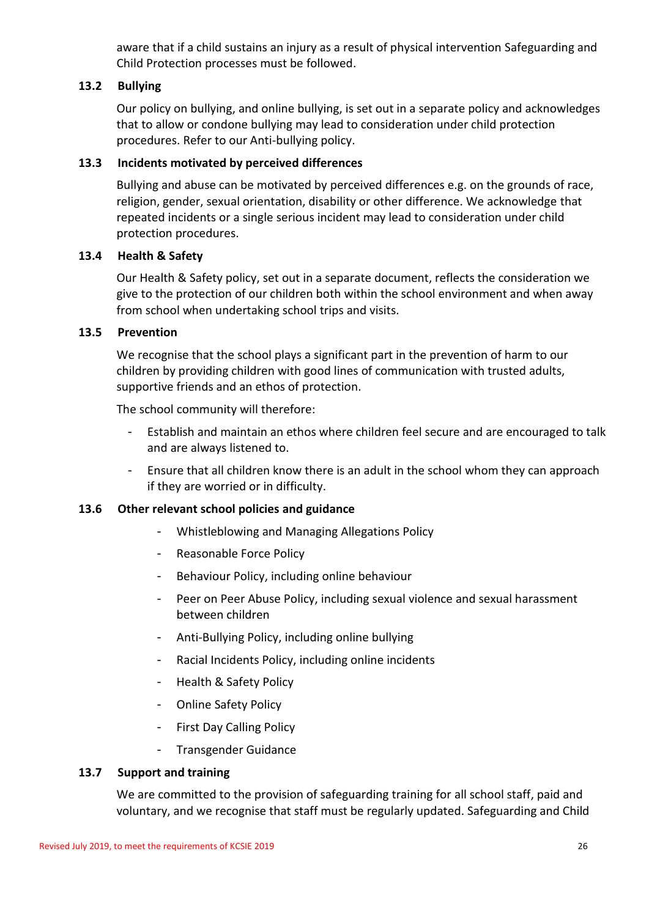aware that if a child sustains an injury as a result of physical intervention Safeguarding and Child Protection processes must be followed.

### 13.2 Bullying

Our policy on bullying, and online bullying, is set out in a separate policy and acknowledges that to allow or condone bullying may lead to consideration under child protection procedures. Refer to our Anti-bullying policy.

### 13.3 Incidents motivated by perceived differences

Bullying and abuse can be motivated by perceived differences e.g. on the grounds of race, religion, gender, sexual orientation, disability or other difference. We acknowledge that repeated incidents or a single serious incident may lead to consideration under child protection procedures.

### 13.4 Health & Safety

Our Health & Safety policy, set out in a separate document, reflects the consideration we give to the protection of our children both within the school environment and when away from school when undertaking school trips and visits.

### 13.5 Prevention

We recognise that the school plays a significant part in the prevention of harm to our children by providing children with good lines of communication with trusted adults, supportive friends and an ethos of protection.

The school community will therefore:

- Establish and maintain an ethos where children feel secure and are encouraged to talk and are always listened to.
- Ensure that all children know there is an adult in the school whom they can approach if they are worried or in difficulty.

### 13.6 Other relevant school policies and guidance

- Whistleblowing and Managing Allegations Policy
- Reasonable Force Policy
- Behaviour Policy, including online behaviour
- Peer on Peer Abuse Policy, including sexual violence and sexual harassment between children
- Anti-Bullying Policy, including online bullying
- Racial Incidents Policy, including online incidents
- Health & Safety Policy
- Online Safety Policy
- First Day Calling Policy
- Transgender Guidance

### 13.7 Support and training

We are committed to the provision of safeguarding training for all school staff, paid and voluntary, and we recognise that staff must be regularly updated. Safeguarding and Child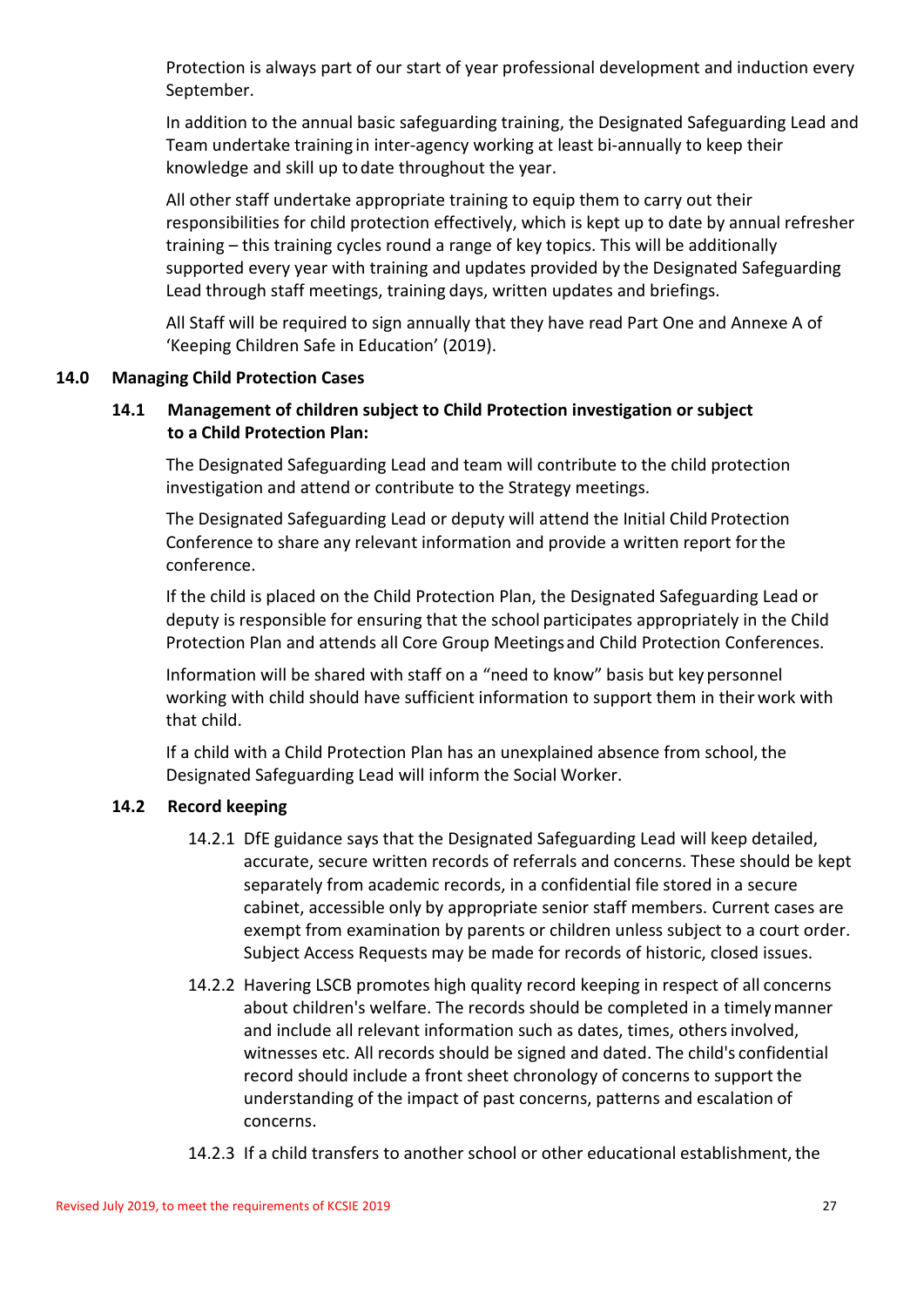Protection is always part of our start of year professional development and induction every September.

In addition to the annual basic safeguarding training, the Designated Safeguarding Lead and Team undertake training in inter-agency working at least bi-annually to keep their knowledge and skill up to date throughout the year.

All other staff undertake appropriate training to equip them to carry out their responsibilities for child protection effectively, which is kept up to date by annual refresher training – this training cycles round a range of key topics. This will be additionally supported every year with training and updates provided by the Designated Safeguarding Lead through staff meetings, training days, written updates and briefings.

All Staff will be required to sign annually that they have read Part One and Annexe A of 'Keeping Children Safe in Education' (2019).

## 14.0 Managing Child Protection Cases

### 14.1 Management of children subject to Child Protection investigation or subject to a Child Protection Plan:

The Designated Safeguarding Lead and team will contribute to the child protection investigation and attend or contribute to the Strategy meetings.

The Designated Safeguarding Lead or deputy will attend the Initial Child Protection Conference to share any relevant information and provide a written report for the conference.

If the child is placed on the Child Protection Plan, the Designated Safeguarding Lead or deputy is responsible for ensuring that the school participates appropriately in the Child Protection Plan and attends all Core Group Meetings and Child Protection Conferences.

Information will be shared with staff on a "need to know" basis but key personnel working with child should have sufficient information to support them in their work with that child.

If a child with a Child Protection Plan has an unexplained absence from school, the Designated Safeguarding Lead will inform the Social Worker.

### 14.2 Record keeping

14.2.1 DfE guidance says that the Designated Safeguarding Lead will keep detailed, accurate, secure written records of referrals and concerns. These should be kept separately from academic records, in a confidential file stored in a secure cabinet, accessible only by appropriate senior staff members. Current cases are exempt from examination by parents or children unless subject to a court order. Subject Access Requests may be made for records of historic, closed issues.

14.2.2 Havering LSCB promotes high quality record keeping in respect of all concerns about children's welfare. The records should be completed in a timely manner and include all relevant information such as dates, times, others involved, witnesses etc. All records should be signed and dated. The child's confidential record should include a front sheet chronology of concerns to support the understanding of the impact of past concerns, patterns and escalation of concerns.

14.2.3 If a child transfers to another school or other educational establishment, the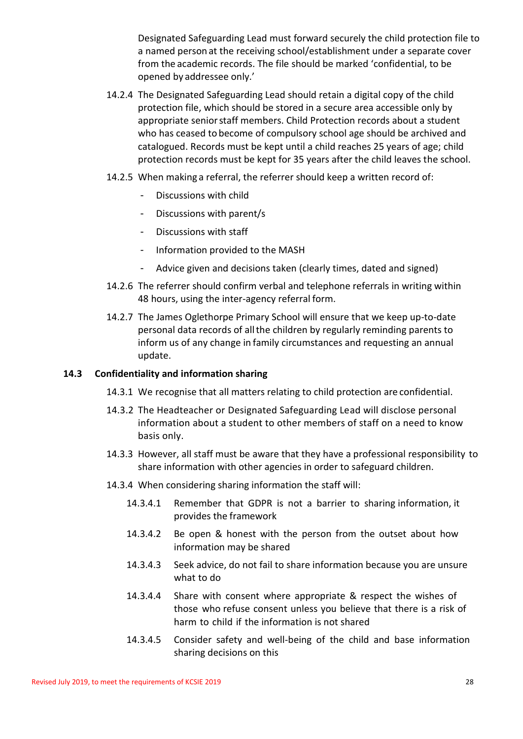Designated Safeguarding Lead must forward securely the child protection file to a named person at the receiving school/establishment under a separate cover from the academic records. The file should be marked 'confidential, to be opened by addressee only.'

14.2.4 The Designated Safeguarding Lead should retain a digital copy of the child protection file, which should be stored in a secure area accessible only by appropriate senior staff members. Child Protection records about a student who has ceased to become of compulsory school age should be archived and catalogued. Records must be kept until a child reaches 25 years of age; child protection records must be kept for 35 years after the child leaves the school.

14.2.5 When making a referral, the referrer should keep a written record of:

- Discussions with child
- Discussions with parent/s
- Discussions with staff
- Information provided to the MASH
- Advice given and decisions taken (clearly times, dated and signed)

14.2.6 The referrer should confirm verbal and telephone referrals in writing within 48 hours, using the inter-agency referral form.

14.2.7 The James Oglethorpe Primary School will ensure that we keep up-to-date personal data records of all the children by regularly reminding parents to inform us of any change in family circumstances and requesting an annual update.

**14.3 Confidentiality and information sharing**

14.3.1 We recognise that all matters relating to child protection are confidential.

14.3.2 The Headteacher or Designated Safeguarding Lead will disclose personal information about a student to other members of staff on a need to know basis only.

14.3.3 However, all staff must be aware that they have a professional responsibility to share information with other agencies in order to safeguard children.

14.3.4 When considering sharing information the staff will:

14.3.4.1 Remember that GDPR is not a barrier to sharing information, it provides the framework

14.3.4.2 Be open & honest with the person from the outset about how information may be shared

14.3.4.3 Seek advice, do not fail to share information because you are unsure what to do

14.3.4.4 Share with consent where appropriate & respect the wishes of those who refuse consent unless you believe that there is a risk of harm to child if the information is not shared

14.3.4.5 Consider safety and well-being of the child and base information sharing decisions on this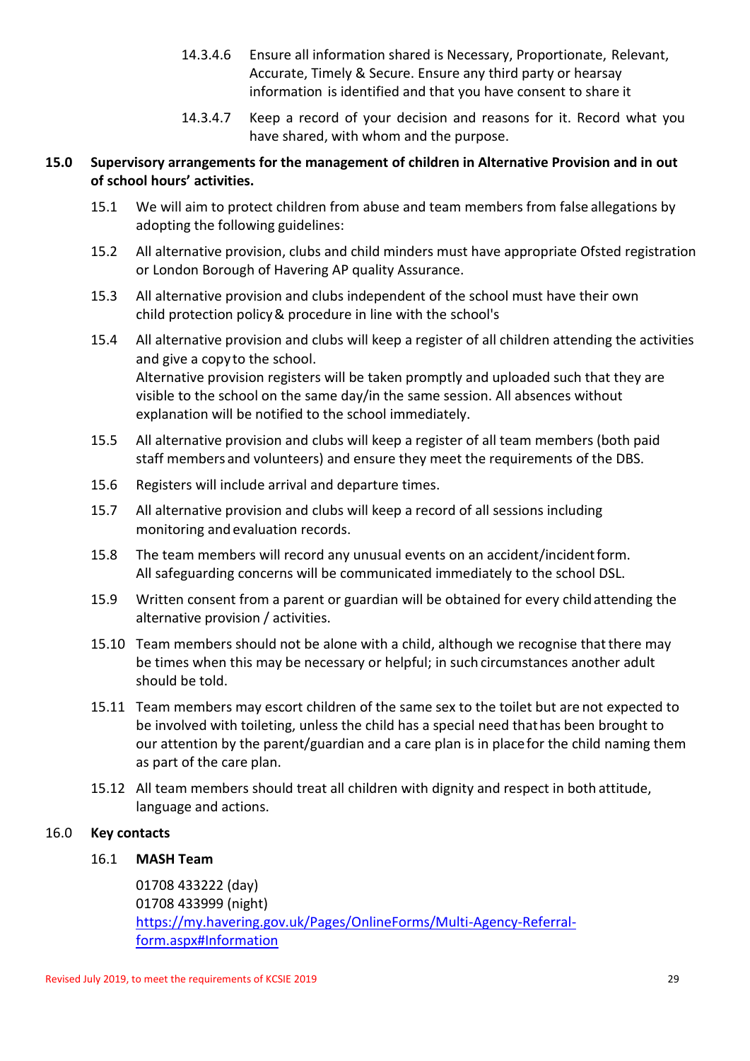14.3.4.6 Ensure all information shared is Necessary, Proportionate, Relevant, Accurate, Timely & Secure. Ensure any third party or hearsay information is identified and that you have consent to share it

14.3.4.7 Keep a record of your decision and reasons for it. Record what you have shared, with whom and the purpose.

## 15.0 Supervisory arrangements for the management of children in Alternative Provision and in out of school hours' activities.

15.1 We will aim to protect children from abuse and team members from false allegations by adopting the following guidelines:

15.2 All alternative provision, clubs and child minders must have appropriate Ofsted registration or London Borough of Havering AP quality Assurance.

15.3 All alternative provision and clubs independent of the school must have their own child protection policy & procedure in line with the school's

15.4 All alternative provision and clubs will keep a register of all children attending the activities and give a copy to the school.
Alternative provision registers will be taken promptly and uploaded such that they are visible to the school on the same day/in the same session. All absences without explanation will be notified to the school immediately.

15.5 All alternative provision and clubs will keep a register of all team members (both paid staff members and volunteers) and ensure they meet the requirements of the DBS.

15.6 Registers will include arrival and departure times.

15.7 All alternative provision and clubs will keep a record of all sessions including monitoring and evaluation records.

15.8 The team members will record any unusual events on an accident/incident form. All safeguarding concerns will be communicated immediately to the school DSL.

15.9 Written consent from a parent or guardian will be obtained for every child attending the alternative provision / activities.

15.10 Team members should not be alone with a child, although we recognise that there may be times when this may be necessary or helpful; in such circumstances another adult should be told.

15.11 Team members may escort children of the same sex to the toilet but are not expected to be involved with toileting, unless the child has a special need that has been brought to our attention by the parent/guardian and a care plan is in place for the child naming them as part of the care plan.

15.12 All team members should treat all children with dignity and respect in both attitude, language and actions.

## 16.0 Key contacts

### 16.1 MASH Team

01708 433222 (day)
01708 433999 (night)
https://my.havering.gov.uk/Pages/OnlineForms/Multi-Agency-Referral-form.aspx#Information

Revised July 2019, to meet the requirements of KCSIE 2019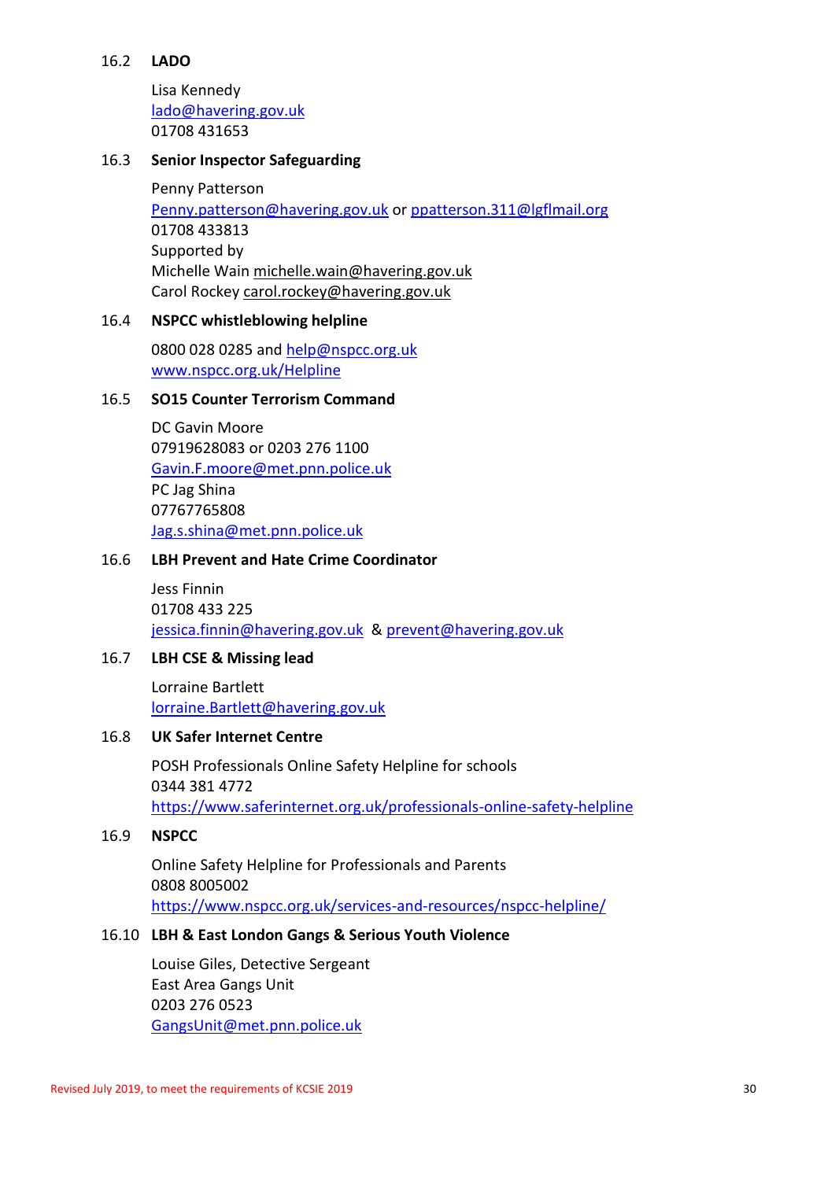### 16.2 LADO

Lisa Kennedy
lado@havering.gov.uk
01708 431653

### 16.3 Senior Inspector Safeguarding

Penny Patterson
Penny.patterson@havering.gov.uk or ppatterson.311@lgflmail.org
01708 433813
Supported by
Michelle Wain michelle.wain@havering.gov.uk
Carol Rockey carol.rockey@havering.gov.uk

### 16.4 NSPCC whistleblowing helpline

0800 028 0285 and help@nspcc.org.uk
www.nspcc.org.uk/Helpline

### 16.5 SO15 Counter Terrorism Command

DC Gavin Moore
07919628083 or 0203 276 1100
Gavin.F.moore@met.pnn.police.uk
PC Jag Shina
07767765808
Jag.s.shina@met.pnn.police.uk

### 16.6 LBH Prevent and Hate Crime Coordinator

Jess Finnin
01708 433 225
jessica.finnin@havering.gov.uk & prevent@havering.gov.uk

### 16.7 LBH CSE & Missing lead

Lorraine Bartlett
lorraine.Bartlett@havering.gov.uk

### 16.8 UK Safer Internet Centre

POSH Professionals Online Safety Helpline for schools
0344 381 4772
https://www.saferinternet.org.uk/professionals-online-safety-helpline

### 16.9 NSPCC

Online Safety Helpline for Professionals and Parents
0808 8005002
https://www.nspcc.org.uk/services-and-resources/nspcc-helpline/

### 16.10 LBH & East London Gangs & Serious Youth Violence

Louise Giles, Detective Sergeant
East Area Gangs Unit
0203 276 0523
GangsUnit@met.pnn.police.uk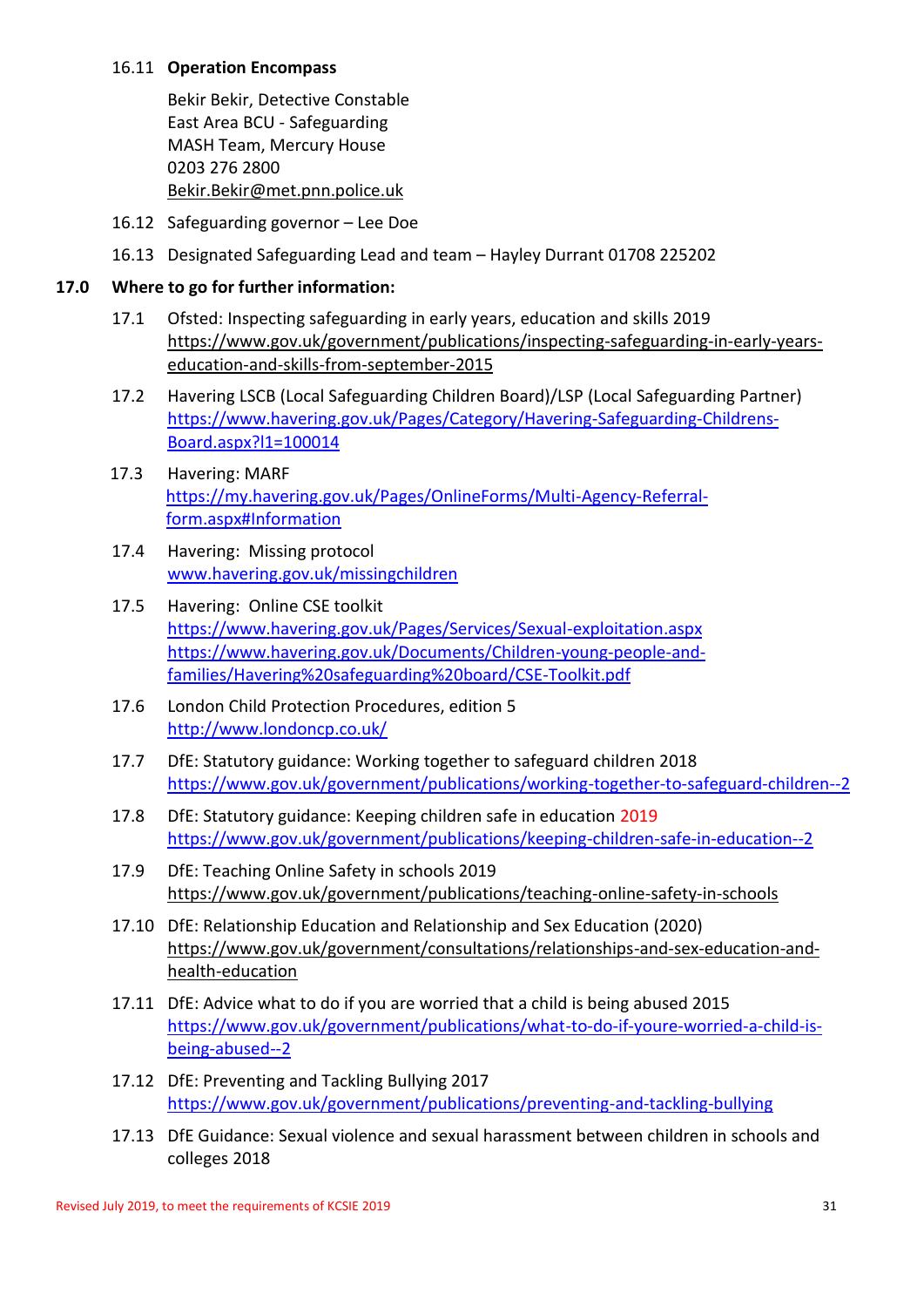16.11 **Operation Encompass**

Bekir Bekir, Detective Constable
East Area BCU - Safeguarding
MASH Team, Mercury House
0203 276 2800
Bekir.Bekir@met.pnn.police.uk

16.12 Safeguarding governor – Lee Doe

16.13 Designated Safeguarding Lead and team – Hayley Durrant 01708 225202

**17.0 Where to go for further information:**

17.1 Ofsted: Inspecting safeguarding in early years, education and skills 2019
https://www.gov.uk/government/publications/inspecting-safeguarding-in-early-years-education-and-skills-from-september-2015

17.2 Havering LSCB (Local Safeguarding Children Board)/LSP (Local Safeguarding Partner)
https://www.havering.gov.uk/Pages/Category/Havering-Safeguarding-Childrens-Board.aspx?l1=100014

17.3 Havering: MARF
https://my.havering.gov.uk/Pages/OnlineForms/Multi-Agency-Referral-form.aspx#Information

17.4 Havering: Missing protocol
www.havering.gov.uk/missingchildren

17.5 Havering: Online CSE toolkit
https://www.havering.gov.uk/Pages/Services/Sexual-exploitation.aspx
https://www.havering.gov.uk/Documents/Children-young-people-and-families/Havering%20safeguarding%20board/CSE-Toolkit.pdf

17.6 London Child Protection Procedures, edition 5
http://www.londoncp.co.uk/

17.7 DfE: Statutory guidance: Working together to safeguard children 2018
https://www.gov.uk/government/publications/working-together-to-safeguard-children--2

17.8 DfE: Statutory guidance: Keeping children safe in education 2019
https://www.gov.uk/government/publications/keeping-children-safe-in-education--2

17.9 DfE: Teaching Online Safety in schools 2019
https://www.gov.uk/government/publications/teaching-online-safety-in-schools

17.10 DfE: Relationship Education and Relationship and Sex Education (2020)
https://www.gov.uk/government/consultations/relationships-and-sex-education-and-health-education

17.11 DfE: Advice what to do if you are worried that a child is being abused 2015
https://www.gov.uk/government/publications/what-to-do-if-youre-worried-a-child-is-being-abused--2

17.12 DfE: Preventing and Tackling Bullying 2017
https://www.gov.uk/government/publications/preventing-and-tackling-bullying

17.13 DfE Guidance: Sexual violence and sexual harassment between children in schools and colleges 2018

Revised July 2019, to meet the requirements of KCSIE 2019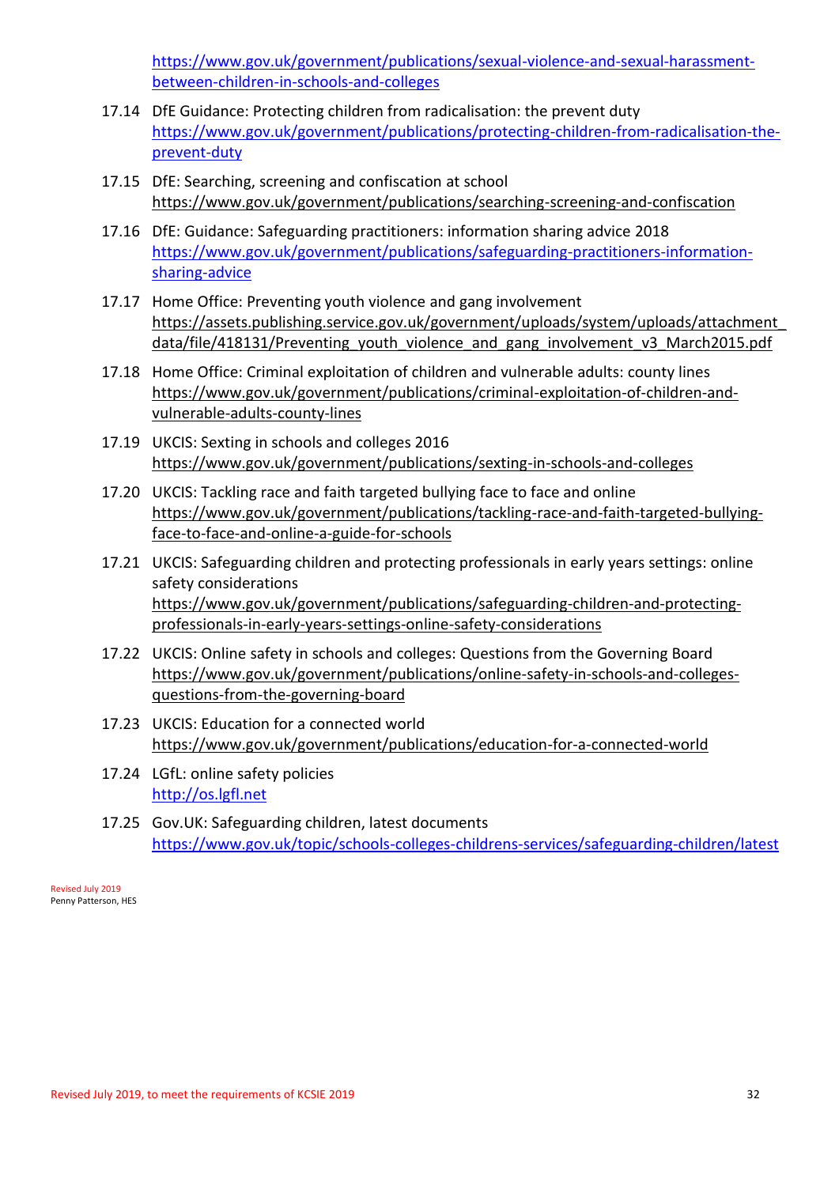https://www.gov.uk/government/publications/sexual-violence-and-sexual-harassment-between-children-in-schools-and-colleges

17.14 DfE Guidance: Protecting children from radicalisation: the prevent duty
https://www.gov.uk/government/publications/protecting-children-from-radicalisation-the-prevent-duty

17.15 DfE: Searching, screening and confiscation at school
https://www.gov.uk/government/publications/searching-screening-and-confiscation

17.16 DfE: Guidance: Safeguarding practitioners: information sharing advice 2018
https://www.gov.uk/government/publications/safeguarding-practitioners-information-sharing-advice

17.17 Home Office: Preventing youth violence and gang involvement
https://assets.publishing.service.gov.uk/government/uploads/system/uploads/attachment_data/file/418131/Preventing_youth_violence_and_gang_involvement_v3_March2015.pdf

17.18 Home Office: Criminal exploitation of children and vulnerable adults: county lines
https://www.gov.uk/government/publications/criminal-exploitation-of-children-and-vulnerable-adults-county-lines

17.19 UKCIS: Sexting in schools and colleges 2016
https://www.gov.uk/government/publications/sexting-in-schools-and-colleges

17.20 UKCIS: Tackling race and faith targeted bullying face to face and online
https://www.gov.uk/government/publications/tackling-race-and-faith-targeted-bullying-face-to-face-and-online-a-guide-for-schools

17.21 UKCIS: Safeguarding children and protecting professionals in early years settings: online safety considerations
https://www.gov.uk/government/publications/safeguarding-children-and-protecting-professionals-in-early-years-settings-online-safety-considerations

17.22 UKCIS: Online safety in schools and colleges: Questions from the Governing Board
https://www.gov.uk/government/publications/online-safety-in-schools-and-colleges-questions-from-the-governing-board

17.23 UKCIS: Education for a connected world
https://www.gov.uk/government/publications/education-for-a-connected-world

17.24 LGfL: online safety policies
http://os.lgfl.net

17.25 Gov.UK: Safeguarding children, latest documents
https://www.gov.uk/topic/schools-colleges-childrens-services/safeguarding-children/latest

Revised July 2019
Penny Patterson, HES